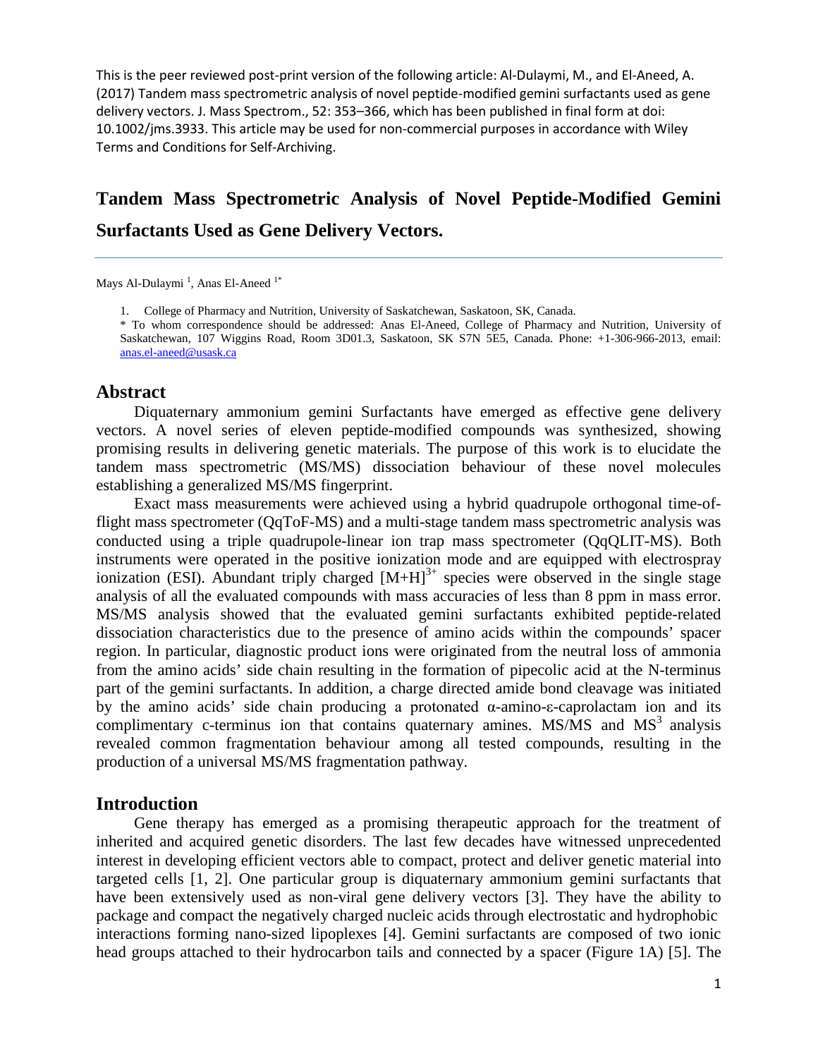This is the peer reviewed post-print version of the following article: Al-Dulaymi, M., and El-Aneed, A. (2017) Tandem mass spectrometric analysis of novel peptide-modified gemini surfactants used as gene delivery vectors. J. Mass Spectrom., 52: 353–366, which has been published in final form at doi: 10.1002/jms.3933. This article may be used for non-commercial purposes in accordance with Wiley Terms and Conditions for Self-Archiving.

# Tandem Mass Spectrometric Analysis of Novel Peptide-Modified Gemini Surfactants Used as Gene Delivery Vectors.

Mays Al-Dulaymi [1], Anas El-Aneed [1*]

1. College of Pharmacy and Nutrition, University of Saskatchewan, Saskatoon, SK, Canada.

\* To whom correspondence should be addressed: Anas El-Aneed, College of Pharmacy and Nutrition, University of Saskatchewan, 107 Wiggins Road, Room 3D01.3, Saskatoon, SK S7N 5E5, Canada. Phone: +1-306-966-2013, email: anas.el-aneed@usask.ca

## Abstract

Diquaternary ammonium gemini Surfactants have emerged as effective gene delivery vectors. A novel series of eleven peptide-modified compounds was synthesized, showing promising results in delivering genetic materials. The purpose of this work is to elucidate the tandem mass spectrometric (MS/MS) dissociation behaviour of these novel molecules establishing a generalized MS/MS fingerprint.

Exact mass measurements were achieved using a hybrid quadrupole orthogonal time-of-flight mass spectrometer (QqToF-MS) and a multi-stage tandem mass spectrometric analysis was conducted using a triple quadrupole-linear ion trap mass spectrometer (QqQLIT-MS). Both instruments were operated in the positive ionization mode and are equipped with electrospray ionization (ESI). Abundant triply charged $[M+H]^{3+}$ species were observed in the single stage analysis of all the evaluated compounds with mass accuracies of less than 8 ppm in mass error. MS/MS analysis showed that the evaluated gemini surfactants exhibited peptide-related dissociation characteristics due to the presence of amino acids within the compounds' spacer region. In particular, diagnostic product ions were originated from the neutral loss of ammonia from the amino acids' side chain resulting in the formation of pipecolic acid at the N-terminus part of the gemini surfactants. In addition, a charge directed amide bond cleavage was initiated by the amino acids' side chain producing a protonated α-amino-ε-caprolactam ion and its complimentary c-terminus ion that contains quaternary amines. MS/MS and $MS^3$ analysis revealed common fragmentation behaviour among all tested compounds, resulting in the production of a universal MS/MS fragmentation pathway.

## Introduction

Gene therapy has emerged as a promising therapeutic approach for the treatment of inherited and acquired genetic disorders. The last few decades have witnessed unprecedented interest in developing efficient vectors able to compact, protect and deliver genetic material into targeted cells [1, 2]. One particular group is diquaternary ammonium gemini surfactants that have been extensively used as non-viral gene delivery vectors [3]. They have the ability to package and compact the negatively charged nucleic acids through electrostatic and hydrophobic interactions forming nano-sized lipoplexes [4]. Gemini surfactants are composed of two ionic head groups attached to their hydrocarbon tails and connected by a spacer (Figure 1A) [5]. The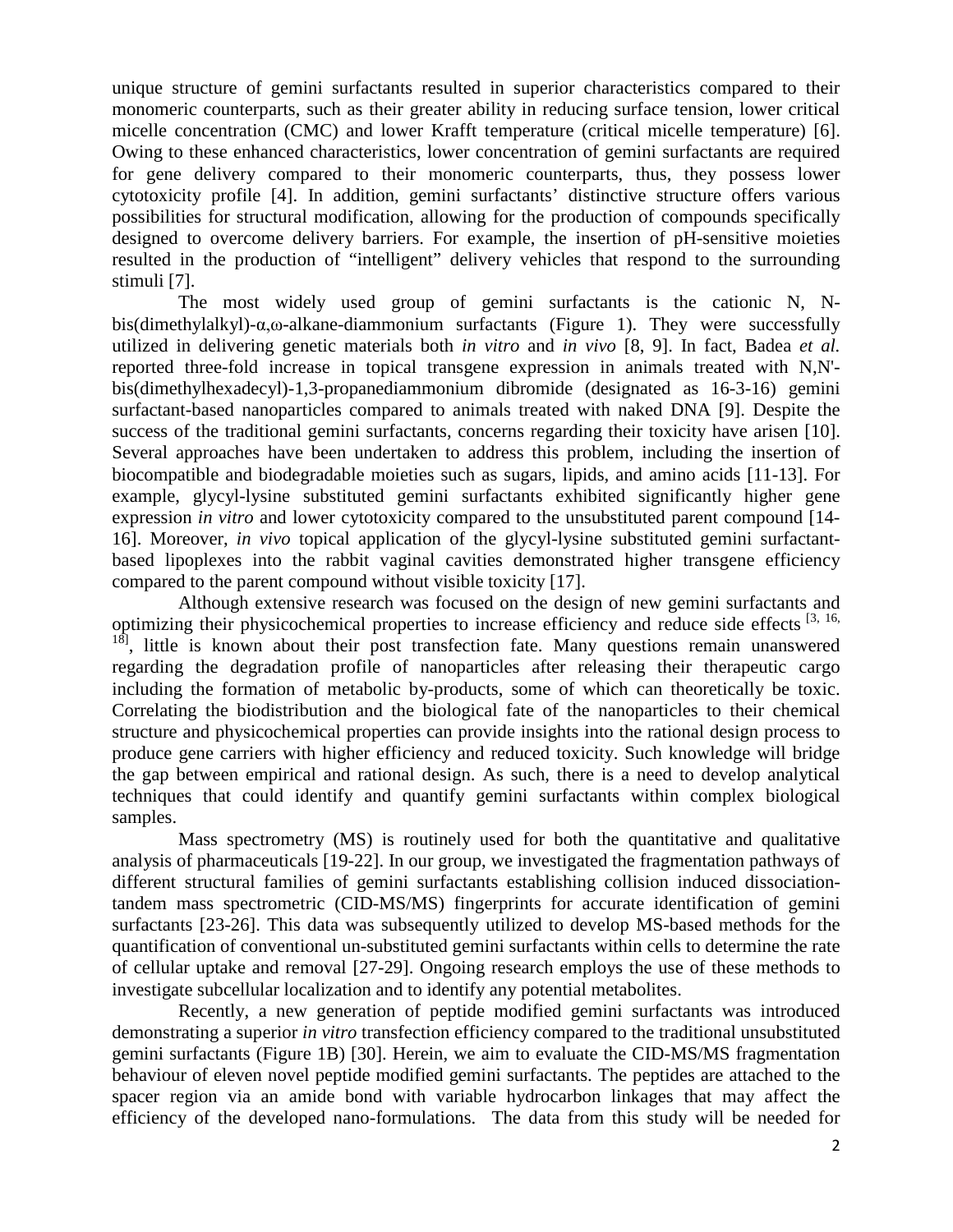unique structure of gemini surfactants resulted in superior characteristics compared to their monomeric counterparts, such as their greater ability in reducing surface tension, lower critical micelle concentration (CMC) and lower Krafft temperature (critical micelle temperature) [6]. Owing to these enhanced characteristics, lower concentration of gemini surfactants are required for gene delivery compared to their monomeric counterparts, thus, they possess lower cytotoxicity profile [4]. In addition, gemini surfactants' distinctive structure offers various possibilities for structural modification, allowing for the production of compounds specifically designed to overcome delivery barriers. For example, the insertion of pH-sensitive moieties resulted in the production of "intelligent" delivery vehicles that respond to the surrounding stimuli [7].

The most widely used group of gemini surfactants is the cationic N, N-bis(dimethylalkyl)-α,ω-alkane-diammonium surfactants (Figure 1). They were successfully utilized in delivering genetic materials both *in vitro* and *in vivo* [8, 9]. In fact, Badea *et al.* reported three-fold increase in topical transgene expression in animals treated with N,N'-bis(dimethylhexadecyl)-1,3-propanediammonium dibromide (designated as 16-3-16) gemini surfactant-based nanoparticles compared to animals treated with naked DNA [9]. Despite the success of the traditional gemini surfactants, concerns regarding their toxicity have arisen [10]. Several approaches have been undertaken to address this problem, including the insertion of biocompatible and biodegradable moieties such as sugars, lipids, and amino acids [11-13]. For example, glycyl-lysine substituted gemini surfactants exhibited significantly higher gene expression *in vitro* and lower cytotoxicity compared to the unsubstituted parent compound [14-16]. Moreover, *in vivo* topical application of the glycyl-lysine substituted gemini surfactant-based lipoplexes into the rabbit vaginal cavities demonstrated higher transgene efficiency compared to the parent compound without visible toxicity [17].

Although extensive research was focused on the design of new gemini surfactants and optimizing their physicochemical properties to increase efficiency and reduce side effects [3, 16, 18], little is known about their post transfection fate. Many questions remain unanswered regarding the degradation profile of nanoparticles after releasing their therapeutic cargo including the formation of metabolic by-products, some of which can theoretically be toxic. Correlating the biodistribution and the biological fate of the nanoparticles to their chemical structure and physicochemical properties can provide insights into the rational design process to produce gene carriers with higher efficiency and reduced toxicity. Such knowledge will bridge the gap between empirical and rational design. As such, there is a need to develop analytical techniques that could identify and quantify gemini surfactants within complex biological samples.

Mass spectrometry (MS) is routinely used for both the quantitative and qualitative analysis of pharmaceuticals [19-22]. In our group, we investigated the fragmentation pathways of different structural families of gemini surfactants establishing collision induced dissociation-tandem mass spectrometric (CID-MS/MS) fingerprints for accurate identification of gemini surfactants [23-26]. This data was subsequently utilized to develop MS-based methods for the quantification of conventional un-substituted gemini surfactants within cells to determine the rate of cellular uptake and removal [27-29]. Ongoing research employs the use of these methods to investigate subcellular localization and to identify any potential metabolites.

Recently, a new generation of peptide modified gemini surfactants was introduced demonstrating a superior *in vitro* transfection efficiency compared to the traditional unsubstituted gemini surfactants (Figure 1B) [30]. Herein, we aim to evaluate the CID-MS/MS fragmentation behaviour of eleven novel peptide modified gemini surfactants. The peptides are attached to the spacer region via an amide bond with variable hydrocarbon linkages that may affect the efficiency of the developed nano-formulations. The data from this study will be needed for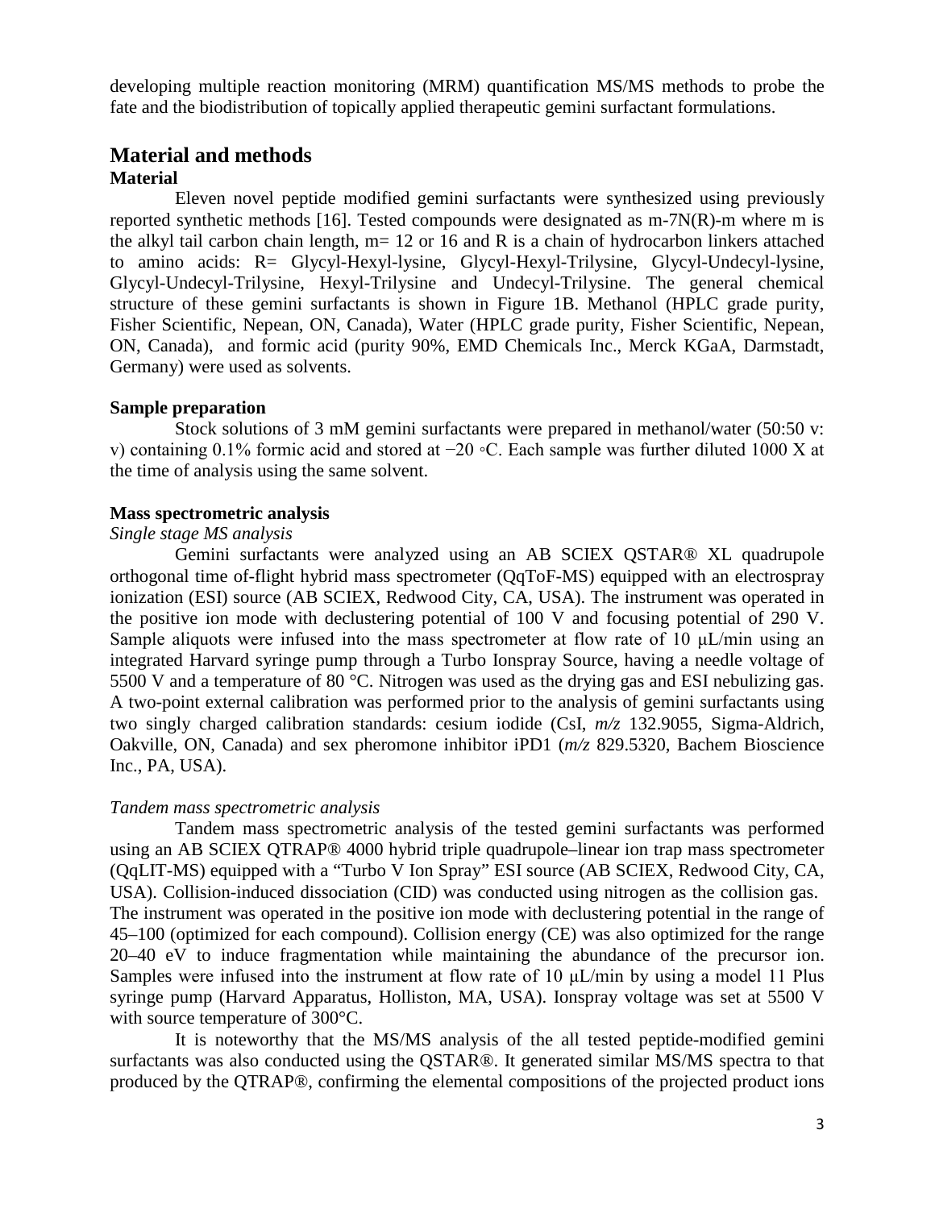developing multiple reaction monitoring (MRM) quantification MS/MS methods to probe the fate and the biodistribution of topically applied therapeutic gemini surfactant formulations.

## Material and methods

### Material

Eleven novel peptide modified gemini surfactants were synthesized using previously reported synthetic methods [16]. Tested compounds were designated as m-7N(R)-m where m is the alkyl tail carbon chain length, m= 12 or 16 and R is a chain of hydrocarbon linkers attached to amino acids: R= Glycyl-Hexyl-lysine, Glycyl-Hexyl-Trilysine, Glycyl-Undecyl-lysine, Glycyl-Undecyl-Trilysine, Hexyl-Trilysine and Undecyl-Trilysine. The general chemical structure of these gemini surfactants is shown in Figure 1B. Methanol (HPLC grade purity, Fisher Scientific, Nepean, ON, Canada), Water (HPLC grade purity, Fisher Scientific, Nepean, ON, Canada), and formic acid (purity 90%, EMD Chemicals Inc., Merck KGaA, Darmstadt, Germany) were used as solvents.

### Sample preparation

Stock solutions of 3 mM gemini surfactants were prepared in methanol/water (50:50 v: v) containing 0.1% formic acid and stored at −20 ◦C. Each sample was further diluted 1000 X at the time of analysis using the same solvent.

### Mass spectrometric analysis

*Single stage MS analysis*

Gemini surfactants were analyzed using an AB SCIEX QSTAR® XL quadrupole orthogonal time of-flight hybrid mass spectrometer (QqToF-MS) equipped with an electrospray ionization (ESI) source (AB SCIEX, Redwood City, CA, USA). The instrument was operated in the positive ion mode with declustering potential of 100 V and focusing potential of 290 V. Sample aliquots were infused into the mass spectrometer at flow rate of 10 μL/min using an integrated Harvard syringe pump through a Turbo Ionspray Source, having a needle voltage of 5500 V and a temperature of 80 °C. Nitrogen was used as the drying gas and ESI nebulizing gas. A two-point external calibration was performed prior to the analysis of gemini surfactants using two singly charged calibration standards: cesium iodide (CsI, *m/z* 132.9055, Sigma-Aldrich, Oakville, ON, Canada) and sex pheromone inhibitor iPD1 (*m/z* 829.5320, Bachem Bioscience Inc., PA, USA).

*Tandem mass spectrometric analysis*

Tandem mass spectrometric analysis of the tested gemini surfactants was performed using an AB SCIEX QTRAP® 4000 hybrid triple quadrupole–linear ion trap mass spectrometer (QqLIT-MS) equipped with a "Turbo V Ion Spray" ESI source (AB SCIEX, Redwood City, CA, USA). Collision-induced dissociation (CID) was conducted using nitrogen as the collision gas. The instrument was operated in the positive ion mode with declustering potential in the range of 45–100 (optimized for each compound). Collision energy (CE) was also optimized for the range 20–40 eV to induce fragmentation while maintaining the abundance of the precursor ion. Samples were infused into the instrument at flow rate of 10 μL/min by using a model 11 Plus syringe pump (Harvard Apparatus, Holliston, MA, USA). Ionspray voltage was set at 5500 V with source temperature of 300°C.

It is noteworthy that the MS/MS analysis of the all tested peptide-modified gemini surfactants was also conducted using the QSTAR®. It generated similar MS/MS spectra to that produced by the QTRAP®, confirming the elemental compositions of the projected product ions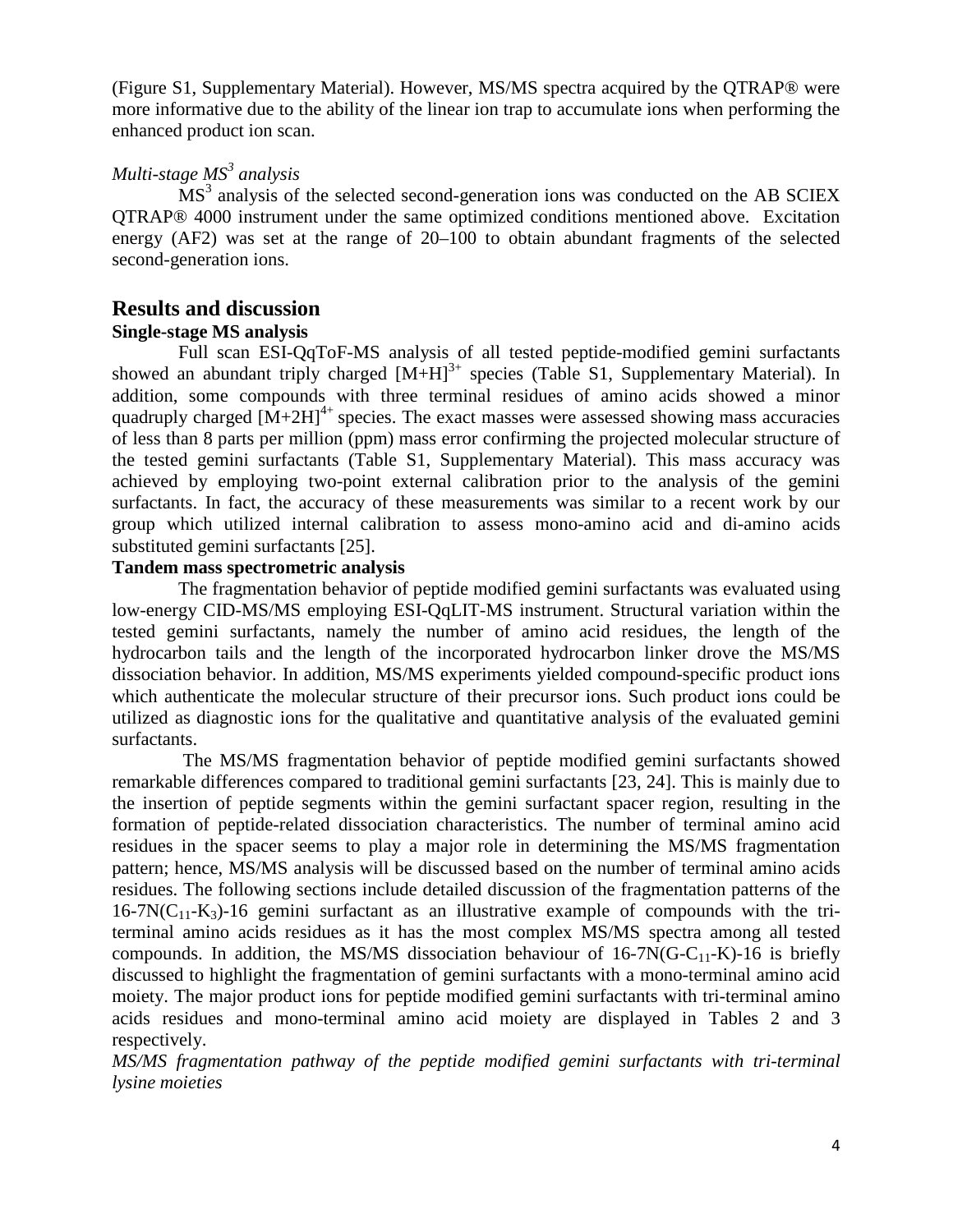(Figure S1, Supplementary Material). However, MS/MS spectra acquired by the QTRAP® were more informative due to the ability of the linear ion trap to accumulate ions when performing the enhanced product ion scan.

### *Multi-stage $MS^3$ analysis*

$MS^3$ analysis of the selected second-generation ions was conducted on the AB SCIEX QTRAP® 4000 instrument under the same optimized conditions mentioned above. Excitation energy (AF2) was set at the range of 20–100 to obtain abundant fragments of the selected second-generation ions.

## Results and discussion

### Single-stage MS analysis

Full scan ESI-QqToF-MS analysis of all tested peptide-modified gemini surfactants showed an abundant triply charged $[M+H]^{3+}$ species (Table S1, Supplementary Material). In addition, some compounds with three terminal residues of amino acids showed a minor quadruply charged $[M+2H]^{4+}$ species. The exact masses were assessed showing mass accuracies of less than 8 parts per million (ppm) mass error confirming the projected molecular structure of the tested gemini surfactants (Table S1, Supplementary Material). This mass accuracy was achieved by employing two-point external calibration prior to the analysis of the gemini surfactants. In fact, the accuracy of these measurements was similar to a recent work by our group which utilized internal calibration to assess mono-amino acid and di-amino acids substituted gemini surfactants [25].

### Tandem mass spectrometric analysis

The fragmentation behavior of peptide modified gemini surfactants was evaluated using low-energy CID-MS/MS employing ESI-QqLIT-MS instrument. Structural variation within the tested gemini surfactants, namely the number of amino acid residues, the length of the hydrocarbon tails and the length of the incorporated hydrocarbon linker drove the MS/MS dissociation behavior. In addition, MS/MS experiments yielded compound-specific product ions which authenticate the molecular structure of their precursor ions. Such product ions could be utilized as diagnostic ions for the qualitative and quantitative analysis of the evaluated gemini surfactants.

The MS/MS fragmentation behavior of peptide modified gemini surfactants showed remarkable differences compared to traditional gemini surfactants [23, 24]. This is mainly due to the insertion of peptide segments within the gemini surfactant spacer region, resulting in the formation of peptide-related dissociation characteristics. The number of terminal amino acid residues in the spacer seems to play a major role in determining the MS/MS fragmentation pattern; hence, MS/MS analysis will be discussed based on the number of terminal amino acids residues. The following sections include detailed discussion of the fragmentation patterns of the 16-7N($C_{11}$-$K_3$)-16 gemini surfactant as an illustrative example of compounds with the tri-terminal amino acids residues as it has the most complex MS/MS spectra among all tested compounds. In addition, the MS/MS dissociation behaviour of 16-7N(G-$C_{11}$-K)-16 is briefly discussed to highlight the fragmentation of gemini surfactants with a mono-terminal amino acid moiety. The major product ions for peptide modified gemini surfactants with tri-terminal amino acids residues and mono-terminal amino acid moiety are displayed in Tables 2 and 3 respectively.

*MS/MS fragmentation pathway of the peptide modified gemini surfactants with tri-terminal lysine moieties*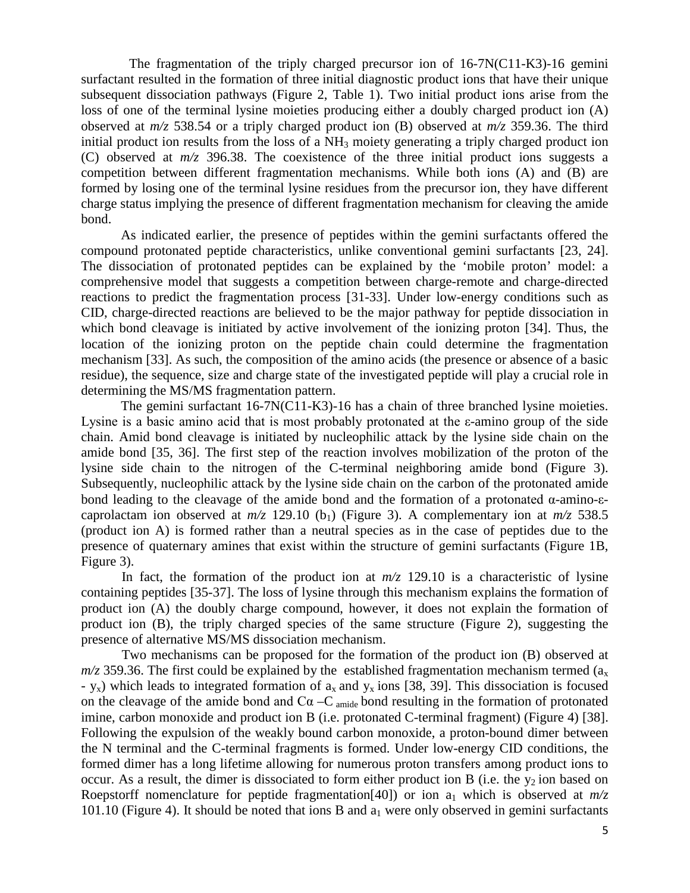The fragmentation of the triply charged precursor ion of 16-7N(C11-K3)-16 gemini surfactant resulted in the formation of three initial diagnostic product ions that have their unique subsequent dissociation pathways (Figure 2, Table 1). Two initial product ions arise from the loss of one of the terminal lysine moieties producing either a doubly charged product ion (A) observed at *m/z* 538.54 or a triply charged product ion (B) observed at *m/z* 359.36. The third initial product ion results from the loss of a $NH_3$ moiety generating a triply charged product ion (C) observed at *m/z* 396.38. The coexistence of the three initial product ions suggests a competition between different fragmentation mechanisms. While both ions (A) and (B) are formed by losing one of the terminal lysine residues from the precursor ion, they have different charge status implying the presence of different fragmentation mechanism for cleaving the amide bond.

As indicated earlier, the presence of peptides within the gemini surfactants offered the compound protonated peptide characteristics, unlike conventional gemini surfactants [23, 24]. The dissociation of protonated peptides can be explained by the 'mobile proton' model: a comprehensive model that suggests a competition between charge-remote and charge-directed reactions to predict the fragmentation process [31-33]. Under low-energy conditions such as CID, charge-directed reactions are believed to be the major pathway for peptide dissociation in which bond cleavage is initiated by active involvement of the ionizing proton [34]. Thus, the location of the ionizing proton on the peptide chain could determine the fragmentation mechanism [33]. As such, the composition of the amino acids (the presence or absence of a basic residue), the sequence, size and charge state of the investigated peptide will play a crucial role in determining the MS/MS fragmentation pattern.

The gemini surfactant 16-7N(C11-K3)-16 has a chain of three branched lysine moieties. Lysine is a basic amino acid that is most probably protonated at the ε-amino group of the side chain. Amid bond cleavage is initiated by nucleophilic attack by the lysine side chain on the amide bond [35, 36]. The first step of the reaction involves mobilization of the proton of the lysine side chain to the nitrogen of the C-terminal neighboring amide bond (Figure 3). Subsequently, nucleophilic attack by the lysine side chain on the carbon of the protonated amide bond leading to the cleavage of the amide bond and the formation of a protonated α-amino-ε-caprolactam ion observed at *m/z* 129.10 ($b_1$) (Figure 3). A complementary ion at *m/z* 538.5 (product ion A) is formed rather than a neutral species as in the case of peptides due to the presence of quaternary amines that exist within the structure of gemini surfactants (Figure 1B, Figure 3).

In fact, the formation of the product ion at *m/z* 129.10 is a characteristic of lysine containing peptides [35-37]. The loss of lysine through this mechanism explains the formation of product ion (A) the doubly charge compound, however, it does not explain the formation of product ion (B), the triply charged species of the same structure (Figure 2), suggesting the presence of alternative MS/MS dissociation mechanism.

Two mechanisms can be proposed for the formation of the product ion (B) observed at *m/z* 359.36. The first could be explained by the established fragmentation mechanism termed ($a_x$ - $y_x$) which leads to integrated formation of $a_x$ and $y_x$ ions [38, 39]. This dissociation is focused on the cleavage of the amide bond and $C\alpha - C_{amide}$ bond resulting in the formation of protonated imine, carbon monoxide and product ion B (i.e. protonated C-terminal fragment) (Figure 4) [38]. Following the expulsion of the weakly bound carbon monoxide, a proton-bound dimer between the N terminal and the C-terminal fragments is formed. Under low-energy CID conditions, the formed dimer has a long lifetime allowing for numerous proton transfers among product ions to occur. As a result, the dimer is dissociated to form either product ion B (i.e. the $y_2$ ion based on Roepstorff nomenclature for peptide fragmentation[40]) or ion $a_1$ which is observed at *m/z* 101.10 (Figure 4). It should be noted that ions B and $a_1$ were only observed in gemini surfactants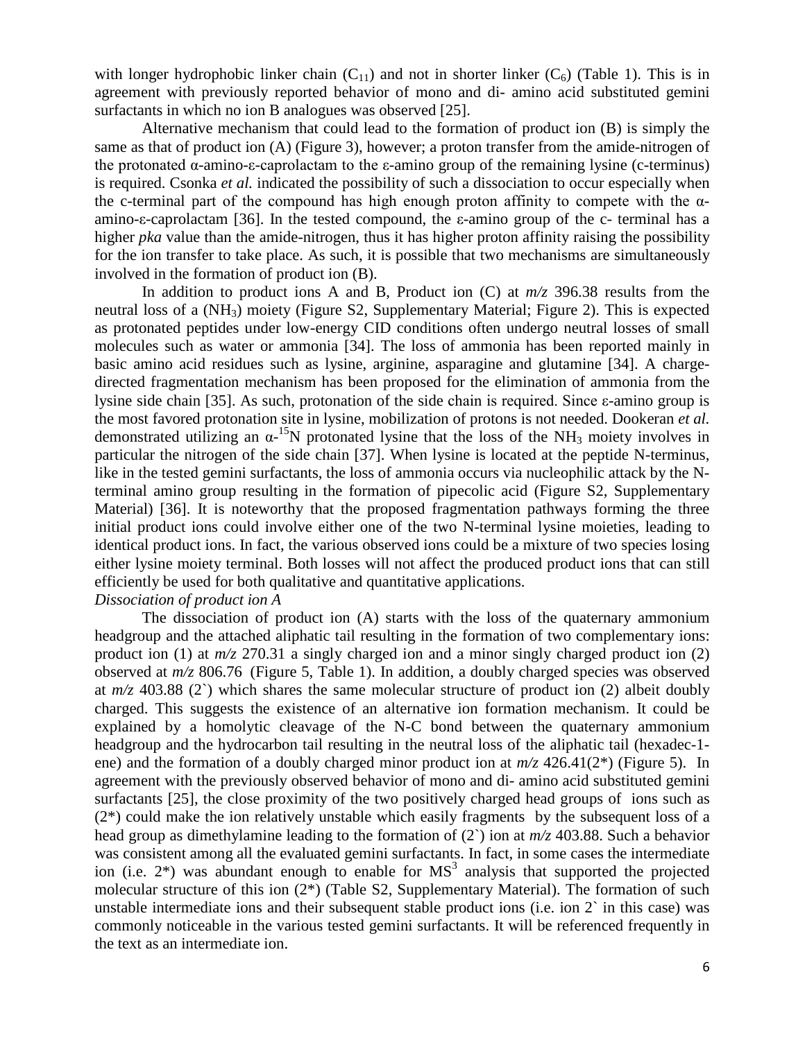with longer hydrophobic linker chain ($C_{11}$) and not in shorter linker ($C_6$) (Table 1). This is in agreement with previously reported behavior of mono and di- amino acid substituted gemini surfactants in which no ion B analogues was observed [25].

Alternative mechanism that could lead to the formation of product ion (B) is simply the same as that of product ion (A) (Figure 3), however; a proton transfer from the amide-nitrogen of the protonated α-amino-ε-caprolactam to the ε-amino group of the remaining lysine (c-terminus) is required. Csonka *et al.* indicated the possibility of such a dissociation to occur especially when the c-terminal part of the compound has high enough proton affinity to compete with the α-amino-ε-caprolactam [36]. In the tested compound, the ε-amino group of the c- terminal has a higher *pka* value than the amide-nitrogen, thus it has higher proton affinity raising the possibility for the ion transfer to take place. As such, it is possible that two mechanisms are simultaneously involved in the formation of product ion (B).

In addition to product ions A and B, Product ion (C) at *m/z* 396.38 results from the neutral loss of a ($NH_3$) moiety (Figure S2, Supplementary Material; Figure 2). This is expected as protonated peptides under low-energy CID conditions often undergo neutral losses of small molecules such as water or ammonia [34]. The loss of ammonia has been reported mainly in basic amino acid residues such as lysine, arginine, asparagine and glutamine [34]. A charge-directed fragmentation mechanism has been proposed for the elimination of ammonia from the lysine side chain [35]. As such, protonation of the side chain is required. Since ε-amino group is the most favored protonation site in lysine, mobilization of protons is not needed. Dookeran *et al.* demonstrated utilizing an $\alpha$-$^{15}$N protonated lysine that the loss of the $NH_3$ moiety involves in particular the nitrogen of the side chain [37]. When lysine is located at the peptide N-terminus, like in the tested gemini surfactants, the loss of ammonia occurs via nucleophilic attack by the N-terminal amino group resulting in the formation of pipecolic acid (Figure S2, Supplementary Material) [36]. It is noteworthy that the proposed fragmentation pathways forming the three initial product ions could involve either one of the two N-terminal lysine moieties, leading to identical product ions. In fact, the various observed ions could be a mixture of two species losing either lysine moiety terminal. Both losses will not affect the produced product ions that can still efficiently be used for both qualitative and quantitative applications.

*Dissociation of product ion A*

The dissociation of product ion (A) starts with the loss of the quaternary ammonium headgroup and the attached aliphatic tail resulting in the formation of two complementary ions: product ion (1) at *m/z* 270.31 a singly charged ion and a minor singly charged product ion (2) observed at *m/z* 806.76 (Figure 5, Table 1). In addition, a doubly charged species was observed at *m/z* 403.88 (2`) which shares the same molecular structure of product ion (2) albeit doubly charged. This suggests the existence of an alternative ion formation mechanism. It could be explained by a homolytic cleavage of the N-C bond between the quaternary ammonium headgroup and the hydrocarbon tail resulting in the neutral loss of the aliphatic tail (hexadec-1-ene) and the formation of a doubly charged minor product ion at *m/z* 426.41(2*) (Figure 5). In agreement with the previously observed behavior of mono and di- amino acid substituted gemini surfactants [25], the close proximity of the two positively charged head groups of ions such as (2*) could make the ion relatively unstable which easily fragments by the subsequent loss of a head group as dimethylamine leading to the formation of (2`) ion at *m/z* 403.88. Such a behavior was consistent among all the evaluated gemini surfactants. In fact, in some cases the intermediate ion (i.e. 2*) was abundant enough to enable for $MS^3$ analysis that supported the projected molecular structure of this ion (2*) (Table S2, Supplementary Material). The formation of such unstable intermediate ions and their subsequent stable product ions (i.e. ion 2` in this case) was commonly noticeable in the various tested gemini surfactants. It will be referenced frequently in the text as an intermediate ion.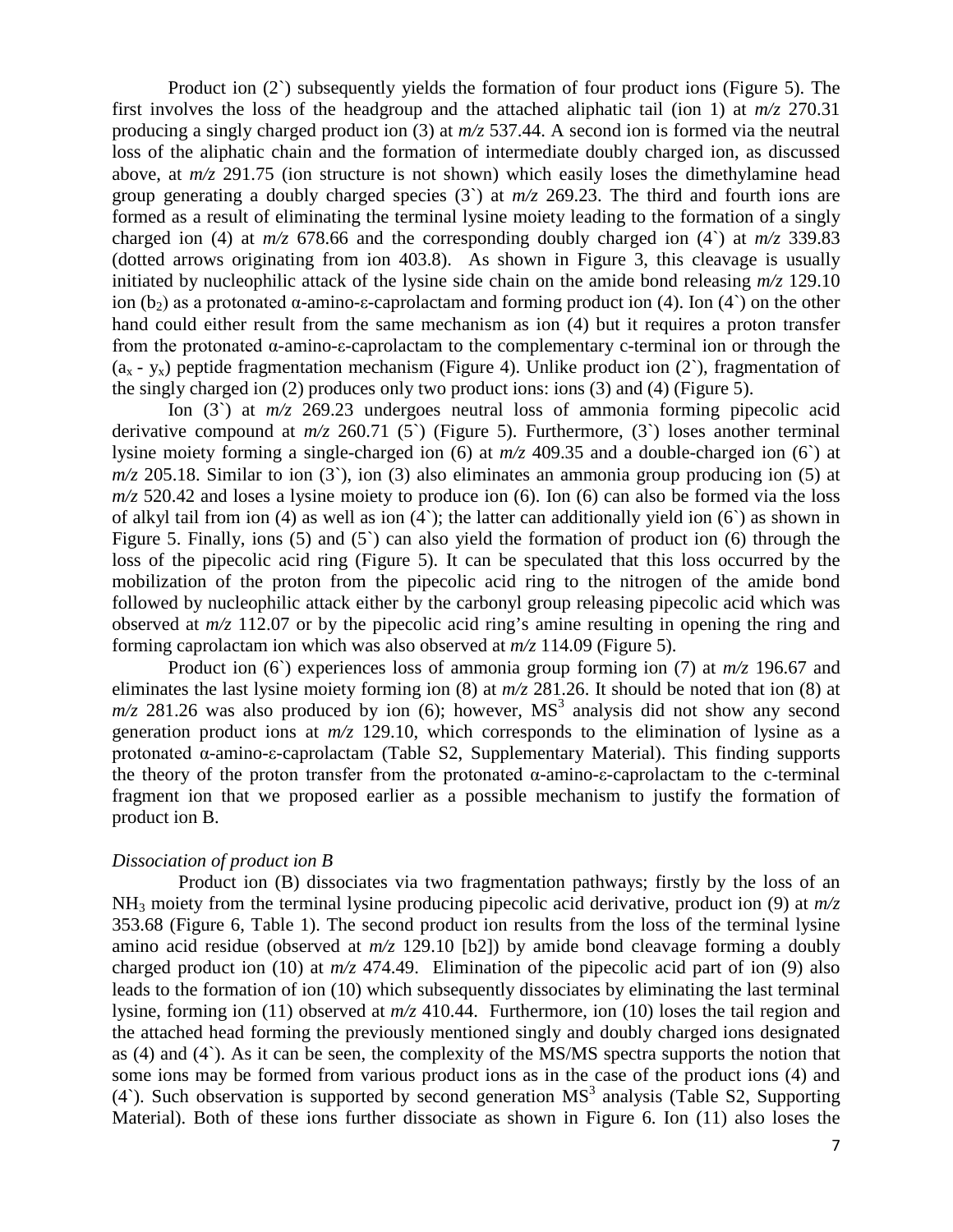Product ion (2`) subsequently yields the formation of four product ions (Figure 5). The first involves the loss of the headgroup and the attached aliphatic tail (ion 1) at *m/z* 270.31 producing a singly charged product ion (3) at *m/z* 537.44. A second ion is formed via the neutral loss of the aliphatic chain and the formation of intermediate doubly charged ion, as discussed above, at *m/z* 291.75 (ion structure is not shown) which easily loses the dimethylamine head group generating a doubly charged species (3`) at *m/z* 269.23. The third and fourth ions are formed as a result of eliminating the terminal lysine moiety leading to the formation of a singly charged ion (4) at *m/z* 678.66 and the corresponding doubly charged ion (4`) at *m/z* 339.83 (dotted arrows originating from ion 403.8). As shown in Figure 3, this cleavage is usually initiated by nucleophilic attack of the lysine side chain on the amide bond releasing *m/z* 129.10 ion ($b_2$) as a protonated α-amino-ε-caprolactam and forming product ion (4). Ion (4`) on the other hand could either result from the same mechanism as ion (4) but it requires a proton transfer from the protonated α-amino-ε-caprolactam to the complementary c-terminal ion or through the ($a_x$ - $y_x$) peptide fragmentation mechanism (Figure 4). Unlike product ion (2`), fragmentation of the singly charged ion (2) produces only two product ions: ions (3) and (4) (Figure 5).

Ion (3`) at *m/z* 269.23 undergoes neutral loss of ammonia forming pipecolic acid derivative compound at *m/z* 260.71 (5`) (Figure 5). Furthermore, (3`) loses another terminal lysine moiety forming a single-charged ion (6) at *m/z* 409.35 and a double-charged ion (6`) at *m/z* 205.18. Similar to ion (3`), ion (3) also eliminates an ammonia group producing ion (5) at *m/z* 520.42 and loses a lysine moiety to produce ion (6). Ion (6) can also be formed via the loss of alkyl tail from ion (4) as well as ion (4`); the latter can additionally yield ion (6`) as shown in Figure 5. Finally, ions (5) and (5`) can also yield the formation of product ion (6) through the loss of the pipecolic acid ring (Figure 5). It can be speculated that this loss occurred by the mobilization of the proton from the pipecolic acid ring to the nitrogen of the amide bond followed by nucleophilic attack either by the carbonyl group releasing pipecolic acid which was observed at *m/z* 112.07 or by the pipecolic acid ring's amine resulting in opening the ring and forming caprolactam ion which was also observed at *m/z* 114.09 (Figure 5).

Product ion (6`) experiences loss of ammonia group forming ion (7) at *m/z* 196.67 and eliminates the last lysine moiety forming ion (8) at *m/z* 281.26. It should be noted that ion (8) at *m/z* 281.26 was also produced by ion (6); however, $MS^3$ analysis did not show any second generation product ions at *m/z* 129.10, which corresponds to the elimination of lysine as a protonated α-amino-ε-caprolactam (Table S2, Supplementary Material). This finding supports the theory of the proton transfer from the protonated α-amino-ε-caprolactam to the c-terminal fragment ion that we proposed earlier as a possible mechanism to justify the formation of product ion B.

*Dissociation of product ion B*

Product ion (B) dissociates via two fragmentation pathways; firstly by the loss of an $NH_3$ moiety from the terminal lysine producing pipecolic acid derivative, product ion (9) at *m/z* 353.68 (Figure 6, Table 1). The second product ion results from the loss of the terminal lysine amino acid residue (observed at *m/z* 129.10 [b2]) by amide bond cleavage forming a doubly charged product ion (10) at *m/z* 474.49. Elimination of the pipecolic acid part of ion (9) also leads to the formation of ion (10) which subsequently dissociates by eliminating the last terminal lysine, forming ion (11) observed at *m/z* 410.44. Furthermore, ion (10) loses the tail region and the attached head forming the previously mentioned singly and doubly charged ions designated as (4) and (4`). As it can be seen, the complexity of the MS/MS spectra supports the notion that some ions may be formed from various product ions as in the case of the product ions (4) and (4`). Such observation is supported by second generation $MS^3$ analysis (Table S2, Supporting Material). Both of these ions further dissociate as shown in Figure 6. Ion (11) also loses the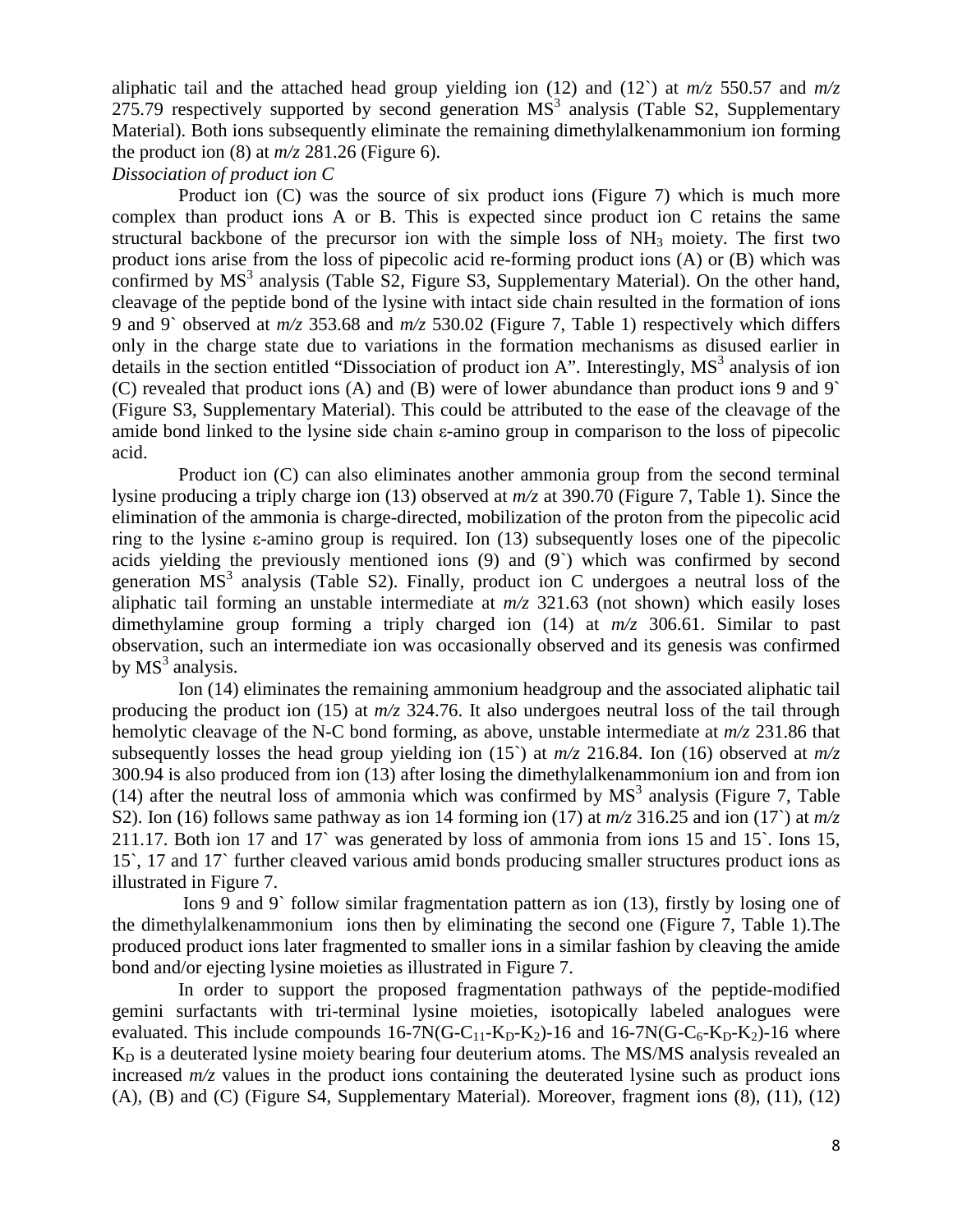aliphatic tail and the attached head group yielding ion (12) and (12`) at *m/z* 550.57 and *m/z* 275.79 respectively supported by second generation $MS^3$ analysis (Table S2, Supplementary Material). Both ions subsequently eliminate the remaining dimethylalkenammonium ion forming the product ion (8) at *m/z* 281.26 (Figure 6).

*Dissociation of product ion C*

Product ion (C) was the source of six product ions (Figure 7) which is much more complex than product ions A or B. This is expected since product ion C retains the same structural backbone of the precursor ion with the simple loss of $NH_3$ moiety. The first two product ions arise from the loss of pipecolic acid re-forming product ions (A) or (B) which was confirmed by $MS^3$ analysis (Table S2, Figure S3, Supplementary Material). On the other hand, cleavage of the peptide bond of the lysine with intact side chain resulted in the formation of ions 9 and 9` observed at *m/z* 353.68 and *m/z* 530.02 (Figure 7, Table 1) respectively which differs only in the charge state due to variations in the formation mechanisms as disused earlier in details in the section entitled "Dissociation of product ion A". Interestingly, $MS^3$ analysis of ion (C) revealed that product ions (A) and (B) were of lower abundance than product ions 9 and 9` (Figure S3, Supplementary Material). This could be attributed to the ease of the cleavage of the amide bond linked to the lysine side chain ε-amino group in comparison to the loss of pipecolic acid.

Product ion (C) can also eliminates another ammonia group from the second terminal lysine producing a triply charge ion (13) observed at *m/z* at 390.70 (Figure 7, Table 1). Since the elimination of the ammonia is charge-directed, mobilization of the proton from the pipecolic acid ring to the lysine ε-amino group is required. Ion (13) subsequently loses one of the pipecolic acids yielding the previously mentioned ions (9) and (9`) which was confirmed by second generation $MS^3$ analysis (Table S2). Finally, product ion C undergoes a neutral loss of the aliphatic tail forming an unstable intermediate at *m/z* 321.63 (not shown) which easily loses dimethylamine group forming a triply charged ion (14) at *m/z* 306.61. Similar to past observation, such an intermediate ion was occasionally observed and its genesis was confirmed by $MS^3$ analysis.

Ion (14) eliminates the remaining ammonium headgroup and the associated aliphatic tail producing the product ion (15) at *m/z* 324.76. It also undergoes neutral loss of the tail through hemolytic cleavage of the N-C bond forming, as above, unstable intermediate at *m/z* 231.86 that subsequently losses the head group yielding ion (15`) at *m/z* 216.84. Ion (16) observed at *m/z* 300.94 is also produced from ion (13) after losing the dimethylalkenammonium ion and from ion (14) after the neutral loss of ammonia which was confirmed by $MS^3$ analysis (Figure 7, Table S2). Ion (16) follows same pathway as ion 14 forming ion (17) at *m/z* 316.25 and ion (17`) at *m/z* 211.17. Both ion 17 and 17` was generated by loss of ammonia from ions 15 and 15`. Ions 15, 15`, 17 and 17` further cleaved various amid bonds producing smaller structures product ions as illustrated in Figure 7.

Ions 9 and 9` follow similar fragmentation pattern as ion (13), firstly by losing one of the dimethylalkenammonium ions then by eliminating the second one (Figure 7, Table 1).The produced product ions later fragmented to smaller ions in a similar fashion by cleaving the amide bond and/or ejecting lysine moieties as illustrated in Figure 7.

In order to support the proposed fragmentation pathways of the peptide-modified gemini surfactants with tri-terminal lysine moieties, isotopically labeled analogues were evaluated. This include compounds 16-7N(G-$C_{11}$-$K_D$-$K_2$)-16 and 16-7N(G-$C_6$-$K_D$-$K_2$)-16 where $K_D$ is a deuterated lysine moiety bearing four deuterium atoms. The MS/MS analysis revealed an increased *m/z* values in the product ions containing the deuterated lysine such as product ions (A), (B) and (C) (Figure S4, Supplementary Material). Moreover, fragment ions (8), (11), (12)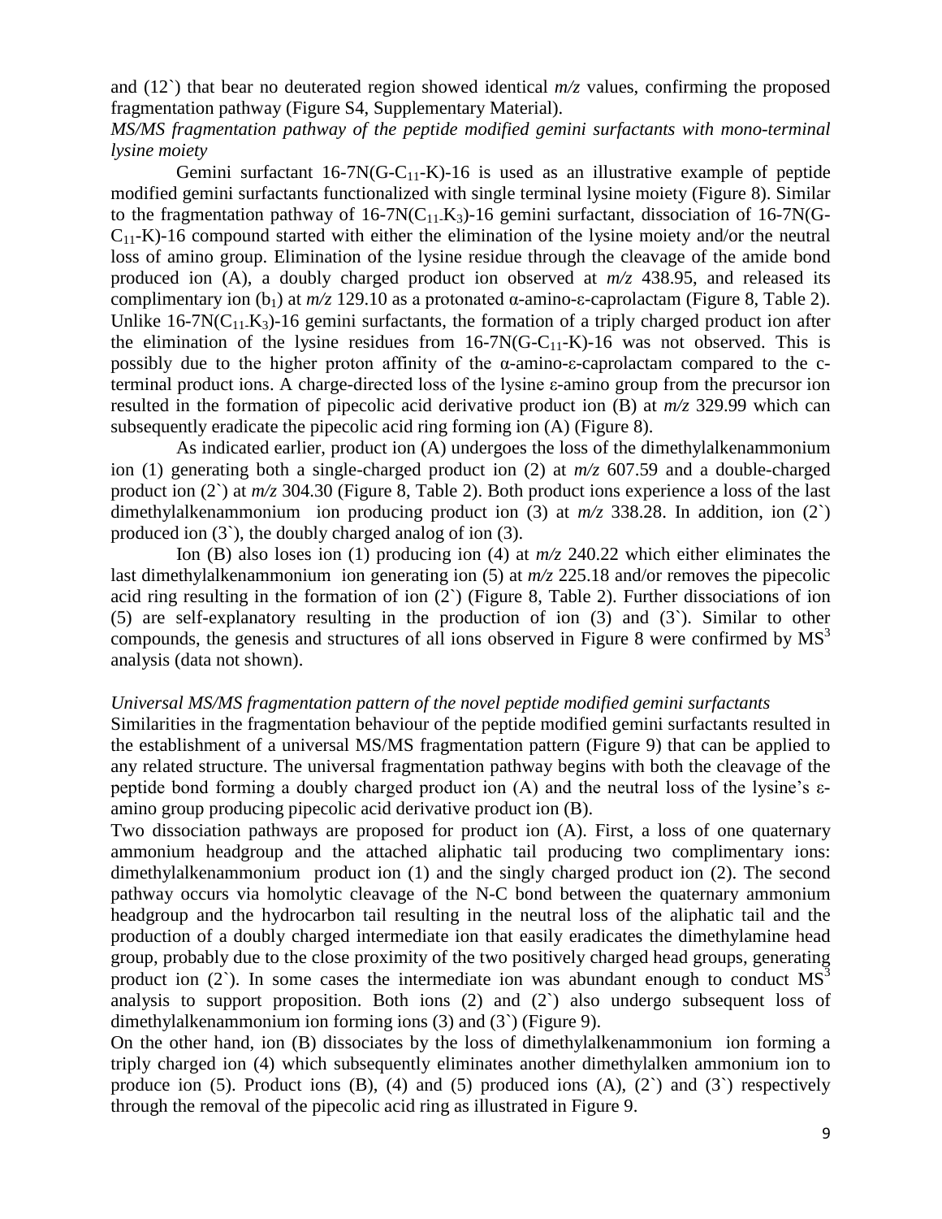and (12`) that bear no deuterated region showed identical *m/z* values, confirming the proposed fragmentation pathway (Figure S4, Supplementary Material).

*MS/MS fragmentation pathway of the peptide modified gemini surfactants with mono-terminal lysine moiety*

Gemini surfactant 16-7N(G-$C_{11}$-K)-16 is used as an illustrative example of peptide modified gemini surfactants functionalized with single terminal lysine moiety (Figure 8). Similar to the fragmentation pathway of 16-7N($C_{11}$-$K_3$)-16 gemini surfactant, dissociation of 16-7N(G-$C_{11}$-K)-16 compound started with either the elimination of the lysine moiety and/or the neutral loss of amino group. Elimination of the lysine residue through the cleavage of the amide bond produced ion (A), a doubly charged product ion observed at *m/z* 438.95, and released its complimentary ion ($b_1$) at *m/z* 129.10 as a protonated α-amino-ε-caprolactam (Figure 8, Table 2). Unlike 16-7N($C_{11}$-$K_3$)-16 gemini surfactants, the formation of a triply charged product ion after the elimination of the lysine residues from 16-7N(G-$C_{11}$-K)-16 was not observed. This is possibly due to the higher proton affinity of the α-amino-ε-caprolactam compared to the c-terminal product ions. A charge-directed loss of the lysine ε-amino group from the precursor ion resulted in the formation of pipecolic acid derivative product ion (B) at *m/z* 329.99 which can subsequently eradicate the pipecolic acid ring forming ion (A) (Figure 8).

As indicated earlier, product ion (A) undergoes the loss of the dimethylalkenammonium ion (1) generating both a single-charged product ion (2) at *m/z* 607.59 and a double-charged product ion (2`) at *m/z* 304.30 (Figure 8, Table 2). Both product ions experience a loss of the last dimethylalkenammonium ion producing product ion (3) at *m/z* 338.28. In addition, ion (2`) produced ion (3`), the doubly charged analog of ion (3).

Ion (B) also loses ion (1) producing ion (4) at *m/z* 240.22 which either eliminates the last dimethylalkenammonium ion generating ion (5) at *m/z* 225.18 and/or removes the pipecolic acid ring resulting in the formation of ion (2`) (Figure 8, Table 2). Further dissociations of ion (5) are self-explanatory resulting in the production of ion (3) and (3`). Similar to other compounds, the genesis and structures of all ions observed in Figure 8 were confirmed by $MS^3$ analysis (data not shown).

*Universal MS/MS fragmentation pattern of the novel peptide modified gemini surfactants*

Similarities in the fragmentation behaviour of the peptide modified gemini surfactants resulted in the establishment of a universal MS/MS fragmentation pattern (Figure 9) that can be applied to any related structure. The universal fragmentation pathway begins with both the cleavage of the peptide bond forming a doubly charged product ion (A) and the neutral loss of the lysine's ε-amino group producing pipecolic acid derivative product ion (B).

Two dissociation pathways are proposed for product ion (A). First, a loss of one quaternary ammonium headgroup and the attached aliphatic tail producing two complimentary ions: dimethylalkenammonium product ion (1) and the singly charged product ion (2). The second pathway occurs via homolytic cleavage of the N-C bond between the quaternary ammonium headgroup and the hydrocarbon tail resulting in the neutral loss of the aliphatic tail and the production of a doubly charged intermediate ion that easily eradicates the dimethylamine head group, probably due to the close proximity of the two positively charged head groups, generating product ion (2`). In some cases the intermediate ion was abundant enough to conduct $MS^3$ analysis to support proposition. Both ions (2) and (2`) also undergo subsequent loss of dimethylalkenammonium ion forming ions (3) and (3`) (Figure 9).

On the other hand, ion (B) dissociates by the loss of dimethylalkenammonium ion forming a triply charged ion (4) which subsequently eliminates another dimethylalken ammonium ion to produce ion (5). Product ions (B), (4) and (5) produced ions (A), (2`) and (3`) respectively through the removal of the pipecolic acid ring as illustrated in Figure 9.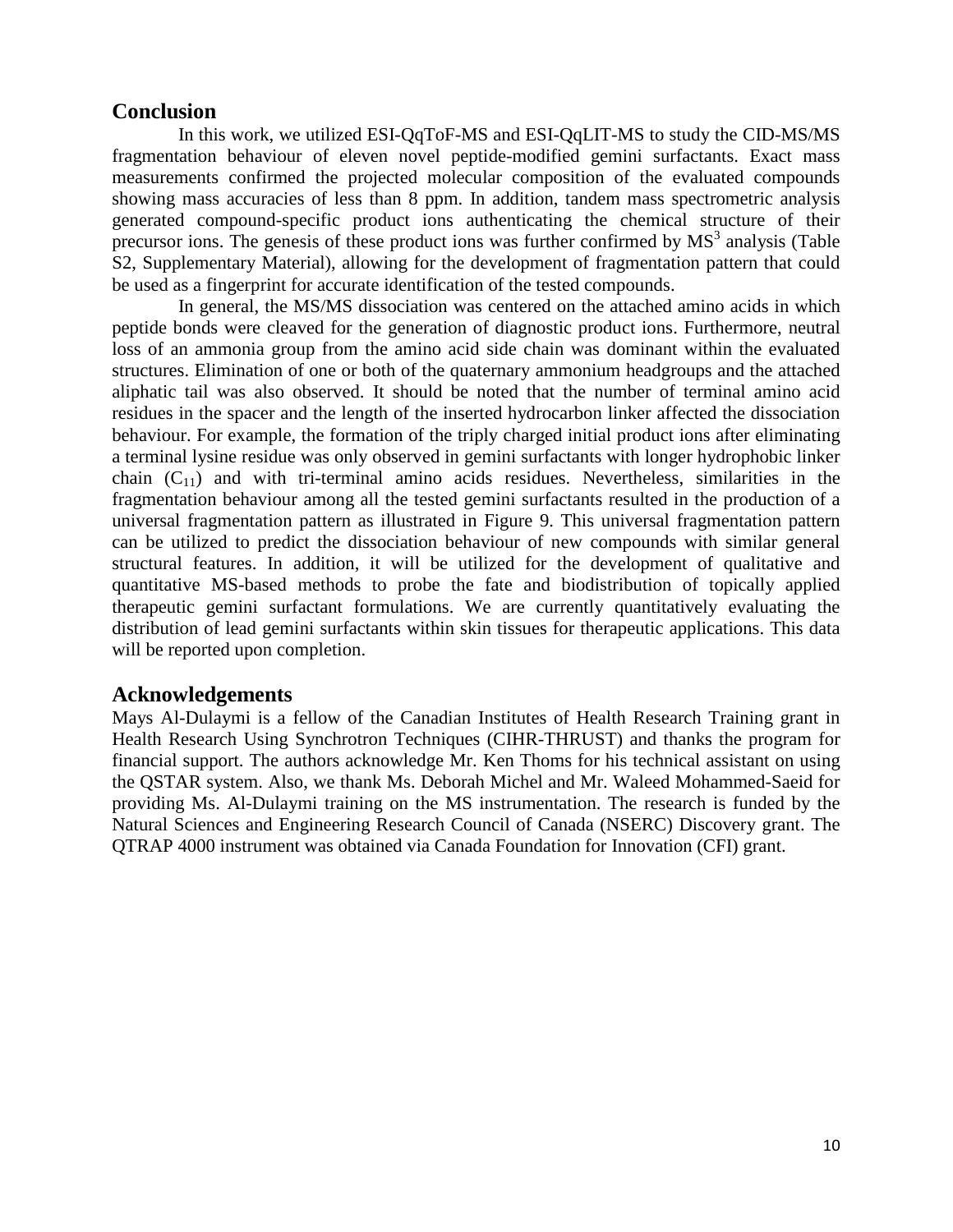## Conclusion

In this work, we utilized ESI-QqToF-MS and ESI-QqLIT-MS to study the CID-MS/MS fragmentation behaviour of eleven novel peptide-modified gemini surfactants. Exact mass measurements confirmed the projected molecular composition of the evaluated compounds showing mass accuracies of less than 8 ppm. In addition, tandem mass spectrometric analysis generated compound-specific product ions authenticating the chemical structure of their precursor ions. The genesis of these product ions was further confirmed by $MS^3$ analysis (Table S2, Supplementary Material), allowing for the development of fragmentation pattern that could be used as a fingerprint for accurate identification of the tested compounds.

In general, the MS/MS dissociation was centered on the attached amino acids in which peptide bonds were cleaved for the generation of diagnostic product ions. Furthermore, neutral loss of an ammonia group from the amino acid side chain was dominant within the evaluated structures. Elimination of one or both of the quaternary ammonium headgroups and the attached aliphatic tail was also observed. It should be noted that the number of terminal amino acid residues in the spacer and the length of the inserted hydrocarbon linker affected the dissociation behaviour. For example, the formation of the triply charged initial product ions after eliminating a terminal lysine residue was only observed in gemini surfactants with longer hydrophobic linker chain ($C_{11}$) and with tri-terminal amino acids residues. Nevertheless, similarities in the fragmentation behaviour among all the tested gemini surfactants resulted in the production of a universal fragmentation pattern as illustrated in Figure 9. This universal fragmentation pattern can be utilized to predict the dissociation behaviour of new compounds with similar general structural features. In addition, it will be utilized for the development of qualitative and quantitative MS-based methods to probe the fate and biodistribution of topically applied therapeutic gemini surfactant formulations. We are currently quantitatively evaluating the distribution of lead gemini surfactants within skin tissues for therapeutic applications. This data will be reported upon completion.

## Acknowledgements

Mays Al-Dulaymi is a fellow of the Canadian Institutes of Health Research Training grant in Health Research Using Synchrotron Techniques (CIHR-THRUST) and thanks the program for financial support. The authors acknowledge Mr. Ken Thoms for his technical assistant on using the QSTAR system. Also, we thank Ms. Deborah Michel and Mr. Waleed Mohammed-Saeid for providing Ms. Al-Dulaymi training on the MS instrumentation. The research is funded by the Natural Sciences and Engineering Research Council of Canada (NSERC) Discovery grant. The QTRAP 4000 instrument was obtained via Canada Foundation for Innovation (CFI) grant.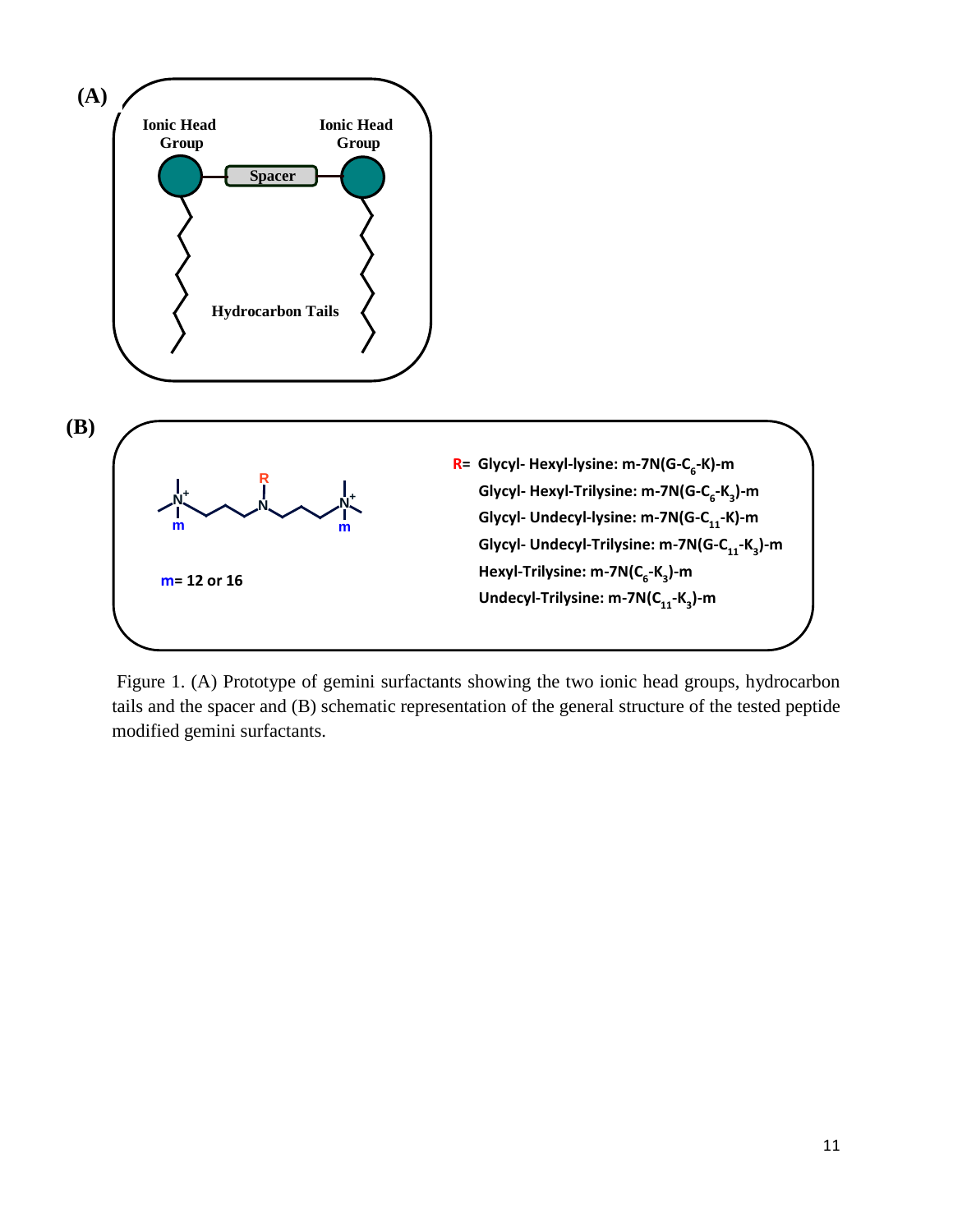**(A)**

Ionic Head Group — Spacer — Ionic Head Group

Hydrocarbon Tails

**(B)**

**m= 12 or 16**

**R= Glycyl- Hexyl-lysine: m-7N(G-$C_6$-K)-m**

**Glycyl- Hexyl-Trilysine: m-7N(G-$C_6$-$K_3$)-m**

**Glycyl- Undecyl-lysine: m-7N(G-$C_{11}$-K)-m**

**Glycyl- Undecyl-Trilysine: m-7N(G-$C_{11}$-$K_3$)-m**

**Hexyl-Trilysine: m-7N($C_6$-$K_3$)-m**

**Undecyl-Trilysine: m-7N($C_{11}$-$K_3$)-m**

Figure 1. (A) Prototype of gemini surfactants showing the two ionic head groups, hydrocarbon tails and the spacer and (B) schematic representation of the general structure of the tested peptide modified gemini surfactants.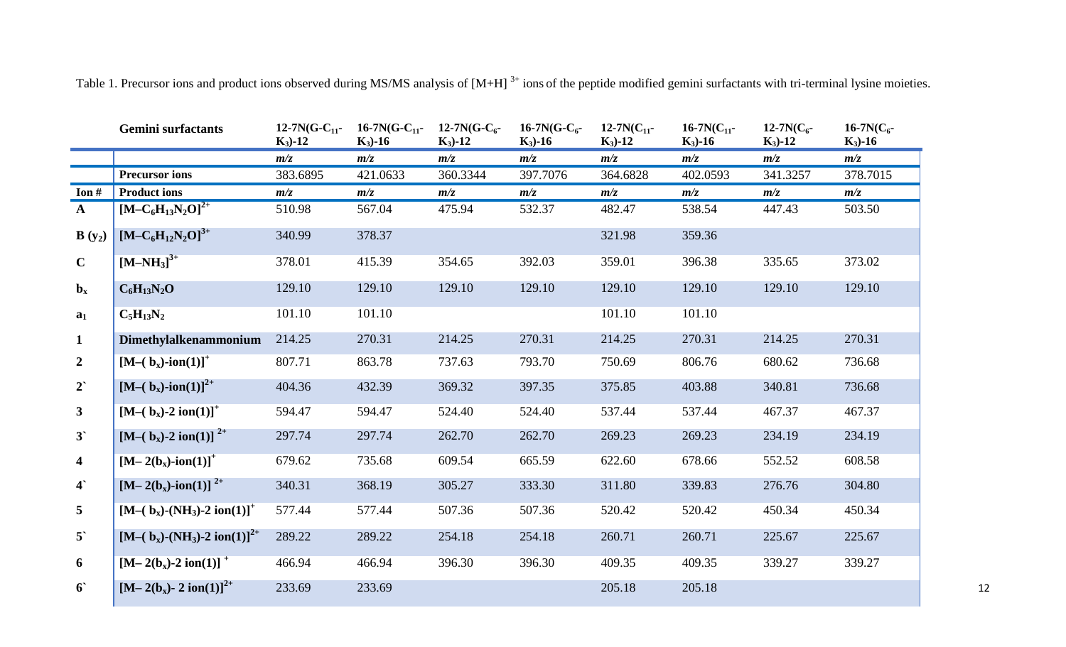Table 1. Precursor ions and product ions observed during MS/MS analysis of $[M+H]^{3+}$ ions of the peptide modified gemini surfactants with tri-terminal lysine moieties.

| | **Gemini surfactants** | **12-7N(G-$C_{11}$-$K_3$)-12** | **16-7N(G-$C_{11}$-$K_3$)-16** | **12-7N(G-$C_6$-$K_3$)-12** | **16-7N(G-$C_6$-$K_3$)-16** | **12-7N($C_{11}$-$K_3$)-12** | **16-7N($C_{11}$-$K_3$)-16** | **12-7N($C_6$-$K_3$)-12** | **16-7N($C_6$-$K_3$)-16** |
|---|---|---|---|---|---|---|---|---|---|
| | | *m/z* | *m/z* | *m/z* | *m/z* | *m/z* | *m/z* | *m/z* | *m/z* |
| | **Precursor ions** | 383.6895 | 421.0633 | 360.3344 | 397.7076 | 364.6828 | 402.0593 | 341.3257 | 378.7015 |
| **Ion #** | **Product ions** | *m/z* | *m/z* | *m/z* | *m/z* | *m/z* | *m/z* | *m/z* | *m/z* |
| **A** | $[M–C_6H_{13}N_2O]^{2+}$ | 510.98 | 567.04 | 475.94 | 532.37 | 482.47 | 538.54 | 447.43 | 503.50 |
| **B ($y_2$)** | $[M–C_6H_{12}N_2O]^{3+}$ | 340.99 | 378.37 | | | 321.98 | 359.36 | | |
| **C** | $[M–NH_3]^{3+}$ | 378.01 | 415.39 | 354.65 | 392.03 | 359.01 | 396.38 | 335.65 | 373.02 |
| **$b_x$** | $C_6H_{13}N_2O$ | 129.10 | 129.10 | 129.10 | 129.10 | 129.10 | 129.10 | 129.10 | 129.10 |
| **$a_1$** | $C_5H_{13}N_2$ | 101.10 | 101.10 | | | 101.10 | 101.10 | | |
| **1** | **Dimethylalkenammonium** | 214.25 | 270.31 | 214.25 | 270.31 | 214.25 | 270.31 | 214.25 | 270.31 |
| **2** | $[M–(b_x)\text{-ion(1)}]^{+}$ | 807.71 | 863.78 | 737.63 | 793.70 | 750.69 | 806.76 | 680.62 | 736.68 |
| **2`** | $[M–(b_x)\text{-ion(1)}]^{2+}$ | 404.36 | 432.39 | 369.32 | 397.35 | 375.85 | 403.88 | 340.81 | 736.68 |
| **3** | $[M–(b_x)\text{-2 ion(1)}]^{+}$ | 594.47 | 594.47 | 524.40 | 524.40 | 537.44 | 537.44 | 467.37 | 467.37 |
| **3`** | $[M–(b_x)\text{-2 ion(1)}]^{2+}$ | 297.74 | 297.74 | 262.70 | 262.70 | 269.23 | 269.23 | 234.19 | 234.19 |
| **4** | $[M–2(b_x)\text{-ion(1)}]^{+}$ | 679.62 | 735.68 | 609.54 | 665.59 | 622.60 | 678.66 | 552.52 | 608.58 |
| **4`** | $[M–2(b_x)\text{-ion(1)}]^{2+}$ | 340.31 | 368.19 | 305.27 | 333.30 | 311.80 | 339.83 | 276.76 | 304.80 |
| **5** | $[M–(b_x)\text{-}(NH_3)\text{-2 ion(1)}]^{+}$ | 577.44 | 577.44 | 507.36 | 507.36 | 520.42 | 520.42 | 450.34 | 450.34 |
| **5`** | $[M–(b_x)\text{-}(NH_3)\text{-2 ion(1)}]^{2+}$ | 289.22 | 289.22 | 254.18 | 254.18 | 260.71 | 260.71 | 225.67 | 225.67 |
| **6** | $[M–2(b_x)\text{-2 ion(1)}]^{+}$ | 466.94 | 466.94 | 396.30 | 396.30 | 409.35 | 409.35 | 339.27 | 339.27 |
| **6`** | $[M–2(b_x)\text{- 2 ion(1)}]^{2+}$ | 233.69 | 233.69 | | | 205.18 | 205.18 | | |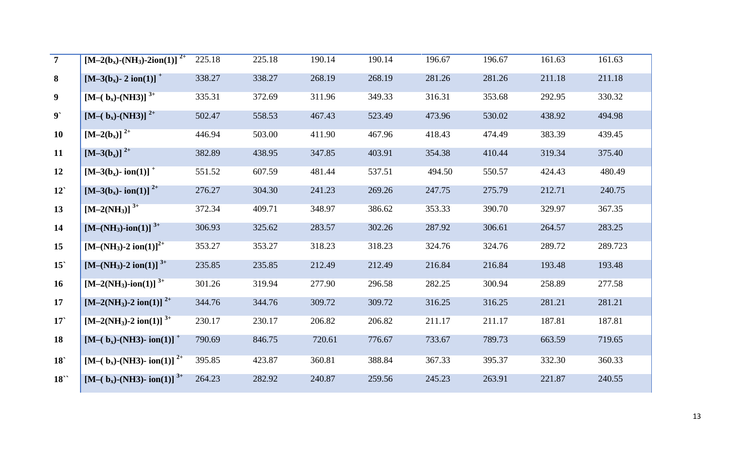| | | | | | | | | | |
|---|---|---|---|---|---|---|---|---|---|
| **7** | **[M–2($b_x$)-($NH_3$)-2ion(1)]** $^{2+}$ | 225.18 | 225.18 | 190.14 | 190.14 | 196.67 | 196.67 | 161.63 | 161.63 |
| **8** | **[M–3($b_x$)- 2 ion(1)]** $^{+}$ | 338.27 | 338.27 | 268.19 | 268.19 | 281.26 | 281.26 | 211.18 | 211.18 |
| **9** | **[M–( $b_x$)-(NH3)]** $^{3+}$ | 335.31 | 372.69 | 311.96 | 349.33 | 316.31 | 353.68 | 292.95 | 330.32 |
| **9`** | **[M–( $b_x$)-(NH3)]** $^{2+}$ | 502.47 | 558.53 | 467.43 | 523.49 | 473.96 | 530.02 | 438.92 | 494.98 |
| **10** | **[M–2($b_x$)]** $^{2+}$ | 446.94 | 503.00 | 411.90 | 467.96 | 418.43 | 474.49 | 383.39 | 439.45 |
| **11** | **[M–3($b_x$)]** $^{2+}$ | 382.89 | 438.95 | 347.85 | 403.91 | 354.38 | 410.44 | 319.34 | 375.40 |
| **12** | **[M–3($b_x$)- ion(1)]** $^{+}$ | 551.52 | 607.59 | 481.44 | 537.51 | 494.50 | 550.57 | 424.43 | 480.49 |
| **12`** | **[M–3($b_x$)- ion(1)]** $^{2+}$ | 276.27 | 304.30 | 241.23 | 269.26 | 247.75 | 275.79 | 212.71 | 240.75 |
| **13** | **[M–2($NH_3$)]** $^{3+}$ | 372.34 | 409.71 | 348.97 | 386.62 | 353.33 | 390.70 | 329.97 | 367.35 |
| **14** | **[M–($NH_3$)-ion(1)]** $^{3+}$ | 306.93 | 325.62 | 283.57 | 302.26 | 287.92 | 306.61 | 264.57 | 283.25 |
| **15** | **[M–($NH_3$)-2 ion(1)]** $^{2+}$ | 353.27 | 353.27 | 318.23 | 318.23 | 324.76 | 324.76 | 289.72 | 289.723 |
| **15`** | **[M–($NH_3$)-2 ion(1)]** $^{3+}$ | 235.85 | 235.85 | 212.49 | 212.49 | 216.84 | 216.84 | 193.48 | 193.48 |
| **16** | **[M–2($NH_3$)-ion(1)]** $^{3+}$ | 301.26 | 319.94 | 277.90 | 296.58 | 282.25 | 300.94 | 258.89 | 277.58 |
| **17** | **[M–2($NH_3$)-2 ion(1)]** $^{2+}$ | 344.76 | 344.76 | 309.72 | 309.72 | 316.25 | 316.25 | 281.21 | 281.21 |
| **17`** | **[M–2($NH_3$)-2 ion(1)]** $^{3+}$ | 230.17 | 230.17 | 206.82 | 206.82 | 211.17 | 211.17 | 187.81 | 187.81 |
| **18** | **[M–( $b_x$)-(NH3)- ion(1)]** $^{+}$ | 790.69 | 846.75 | 720.61 | 776.67 | 733.67 | 789.73 | 663.59 | 719.65 |
| **18`** | **[M–( $b_x$)-(NH3)- ion(1)]** $^{2+}$ | 395.85 | 423.87 | 360.81 | 388.84 | 367.33 | 395.37 | 332.30 | 360.33 |
| **18``** | **[M–( $b_x$)-(NH3)- ion(1)]** $^{3+}$ | 264.23 | 282.92 | 240.87 | 259.56 | 245.23 | 263.91 | 221.87 | 240.55 |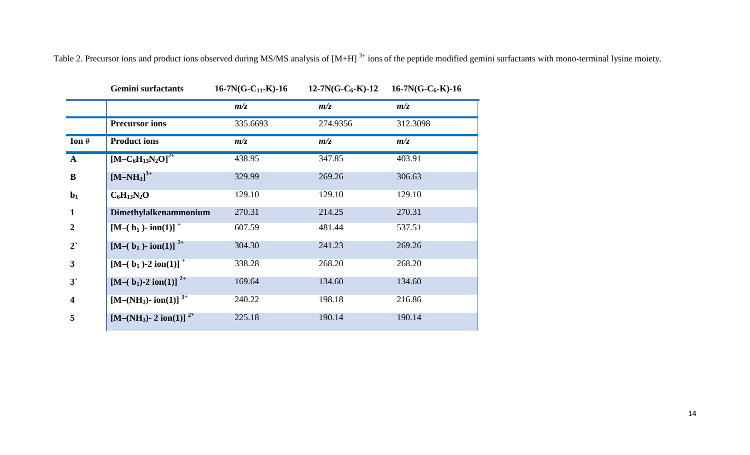Table 2. Precursor ions and product ions observed during MS/MS analysis of $[M+H]^{3+}$ ions of the peptide modified gemini surfactants with mono-terminal lysine moiety.

| | Gemini surfactants | 16-7N(G-$C_{11}$-K)-16 | 12-7N(G-$C_6$-K)-12 | 16-7N(G-$C_6$-K)-16 |
|---|---|---|---|---|
| | | *m/z* | *m/z* | *m/z* |
| | **Precursor ions** | 335.6693 | 274.9356 | 312.3098 |
| **Ion #** | **Product ions** | *m/z* | *m/z* | *m/z* |
| **A** | $[M–C_6H_{13}N_2O]^{2+}$ | 438.95 | 347.85 | 403.91 |
| **B** | $[M–NH_3]^{3+}$ | 329.99 | 269.26 | 306.63 |
| **$b_1$** | $C_6H_{13}N_2O$ | 129.10 | 129.10 | 129.10 |
| **1** | **Dimethylalkenammonium** | 270.31 | 214.25 | 270.31 |
| **2** | $[M–(b_1)\text{- ion(1)}]^+$ | 607.59 | 481.44 | 537.51 |
| **2`** | $[M–(b_1)\text{- ion(1)}]^{2+}$ | 304.30 | 241.23 | 269.26 |
| **3** | $[M–(b_1)\text{-2 ion(1)}]^+$ | 338.28 | 268.20 | 268.20 |
| **3`** | $[M–(b_1)\text{-2 ion(1)}]^{2+}$ | 169.64 | 134.60 | 134.60 |
| **4** | $[M–(NH_3)\text{- ion(1)}]^{3+}$ | 240.22 | 198.18 | 216.86 |
| **5** | $[M–(NH_3)\text{- 2 ion(1)}]^{2+}$ | 225.18 | 190.14 | 190.14 |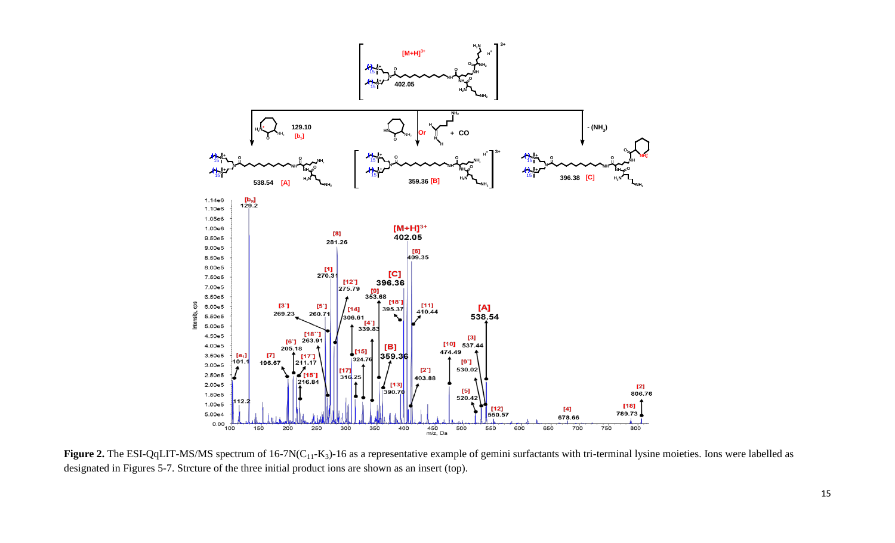**Figure 2.** The ESI-QqLIT-MS/MS spectrum of 16-7N($C_{11}$-$K_3$)-16 as a representative example of gemini surfactants with tri-terminal lysine moieties. Ions were labelled as designated in Figures 5-7. Strctture of the three initial product ions are shown as an insert (top).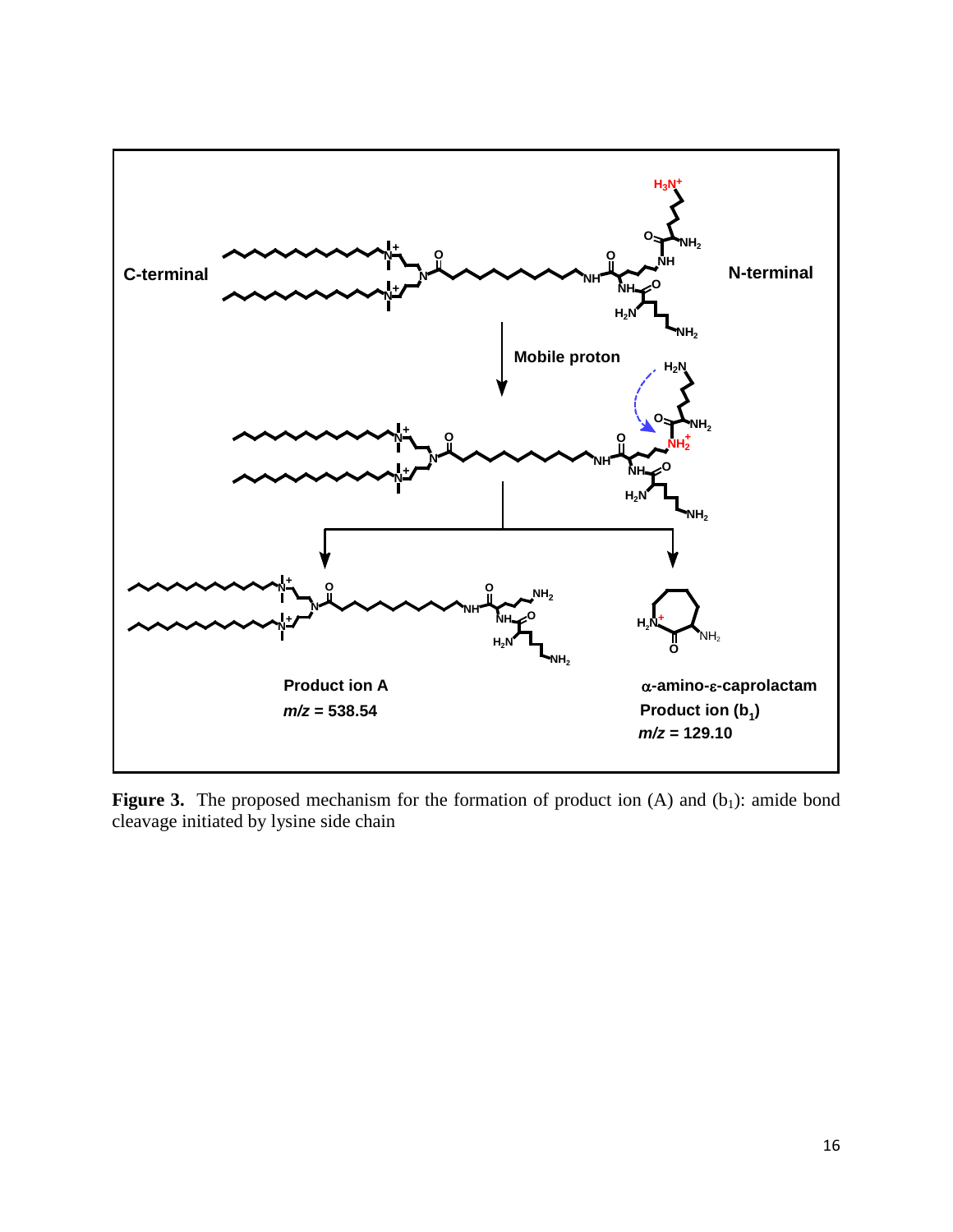C-terminal

N-terminal

Mobile proton

Product ion A
*m/z* = 538.54

α-amino-ε-caprolactam
Product ion ($b_1$)
*m/z* = 129.10

**Figure 3.** The proposed mechanism for the formation of product ion (A) and ($b_1$): amide bond cleavage initiated by lysine side chain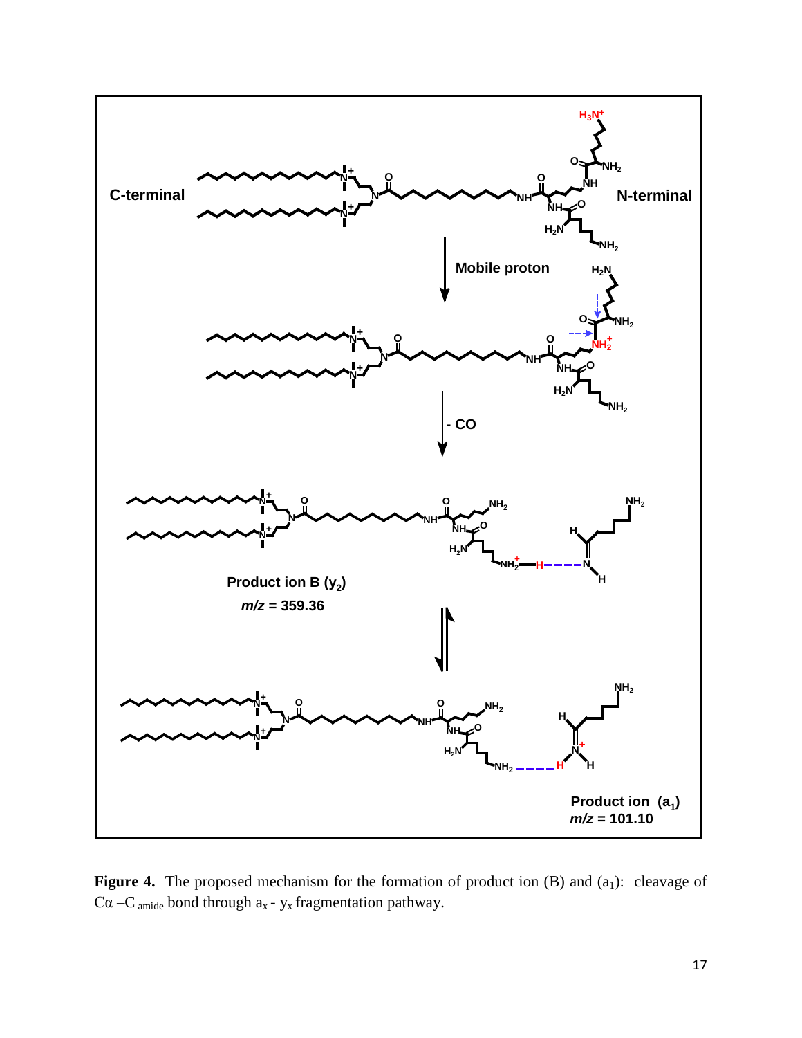**Figure 4.** The proposed mechanism for the formation of product ion (B) and ($a_1$): cleavage of $C\alpha - C_{amide}$ bond through $a_x$ - $y_x$ fragmentation pathway.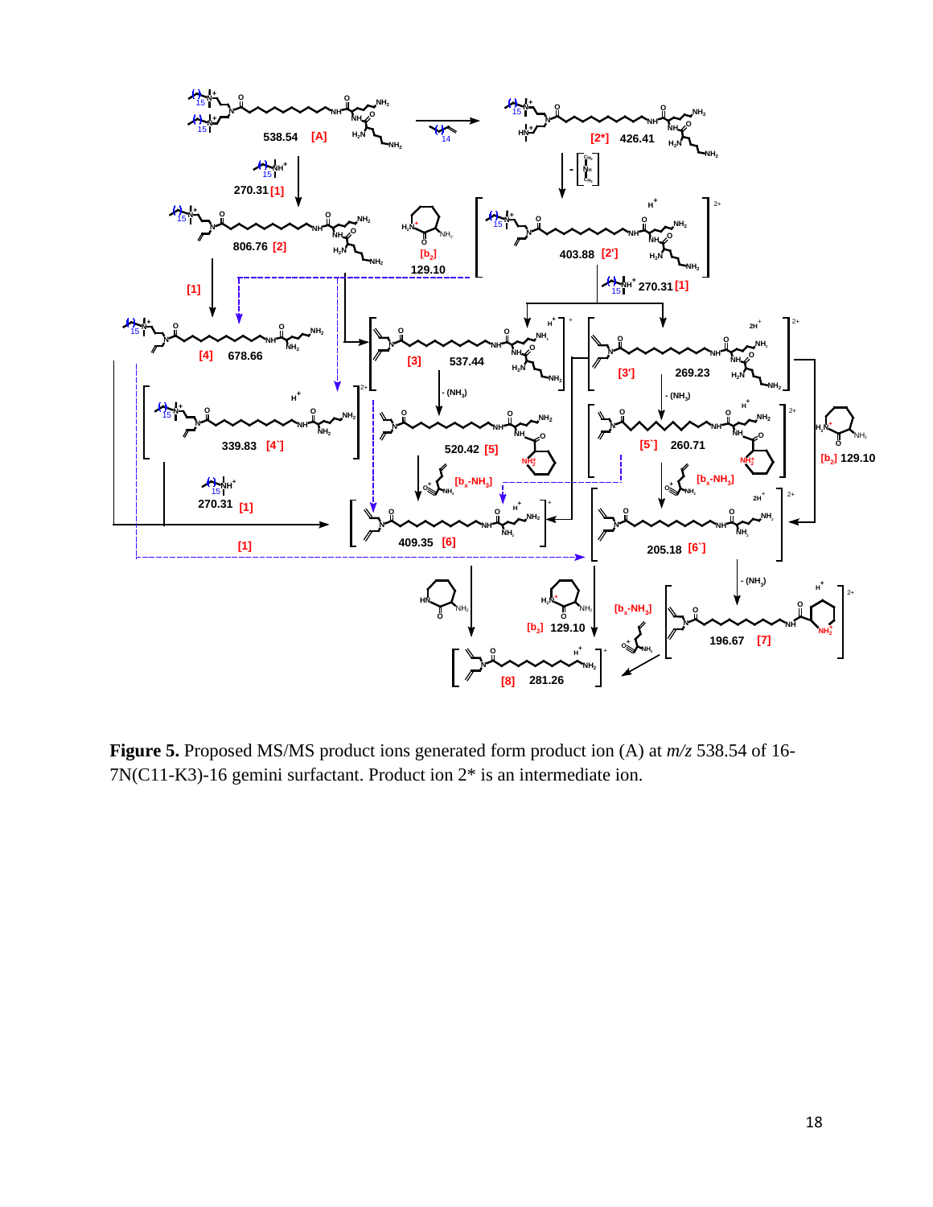**Figure 5.** Proposed MS/MS product ions generated form product ion (A) at *m/z* 538.54 of 16-7N(C11-K3)-16 gemini surfactant. Product ion 2* is an intermediate ion.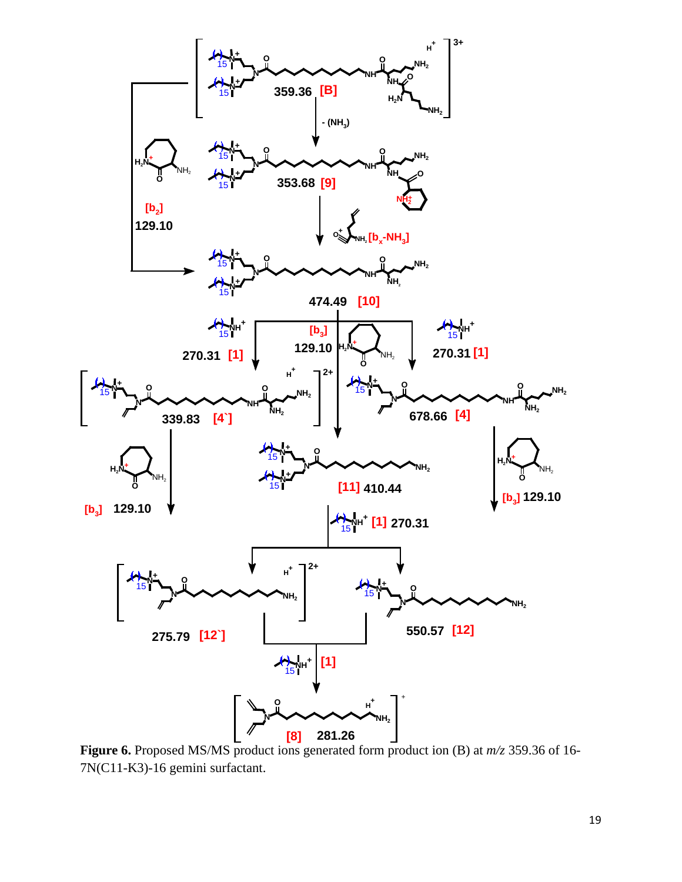**Figure 6.** Proposed MS/MS product ions generated form product ion (B) at *m/z* 359.36 of 16-7N(C11-K3)-16 gemini surfactant.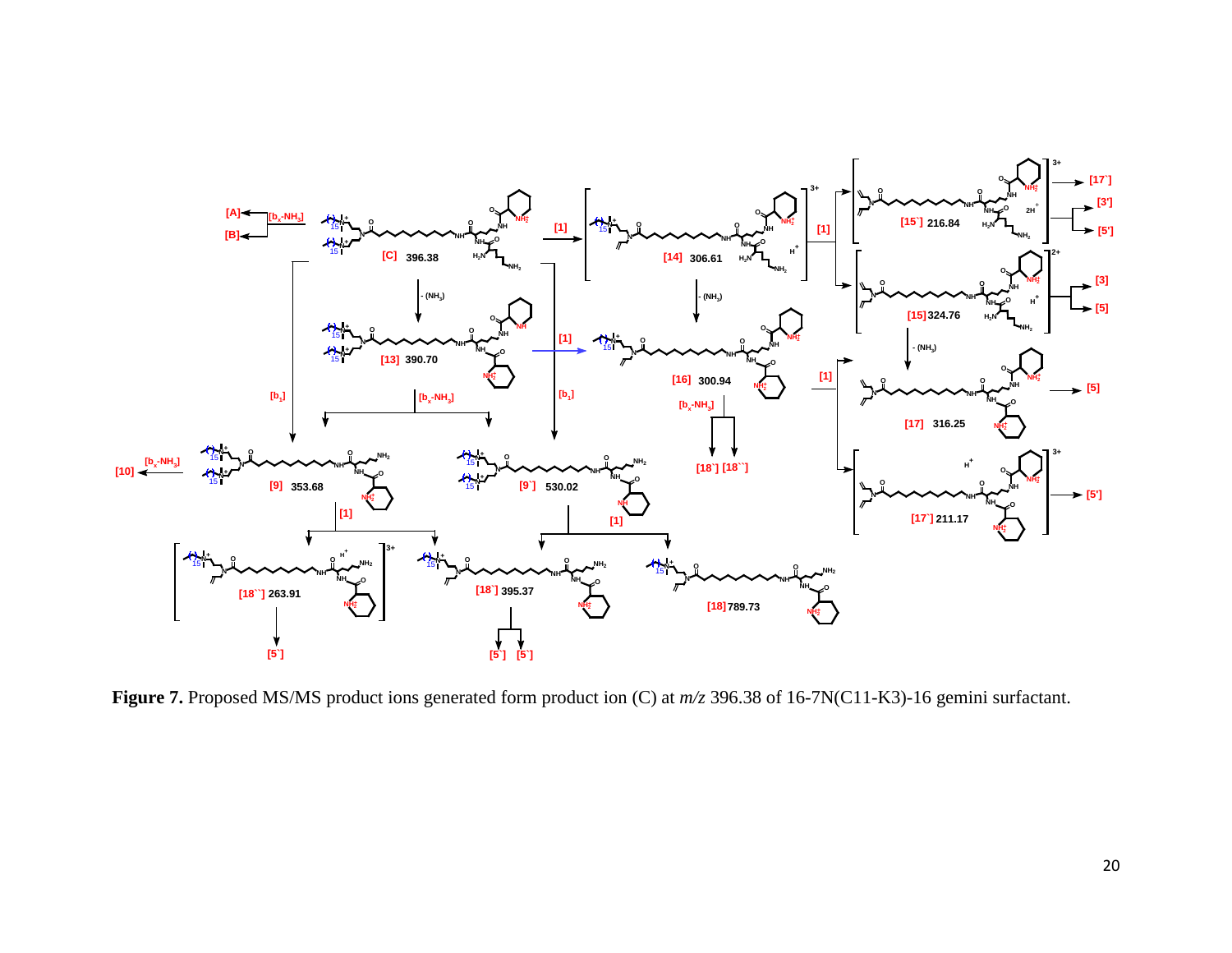**Figure 7.** Proposed MS/MS product ions generated form product ion (C) at *m/z* 396.38 of 16-7N(C11-K3)-16 gemini surfactant.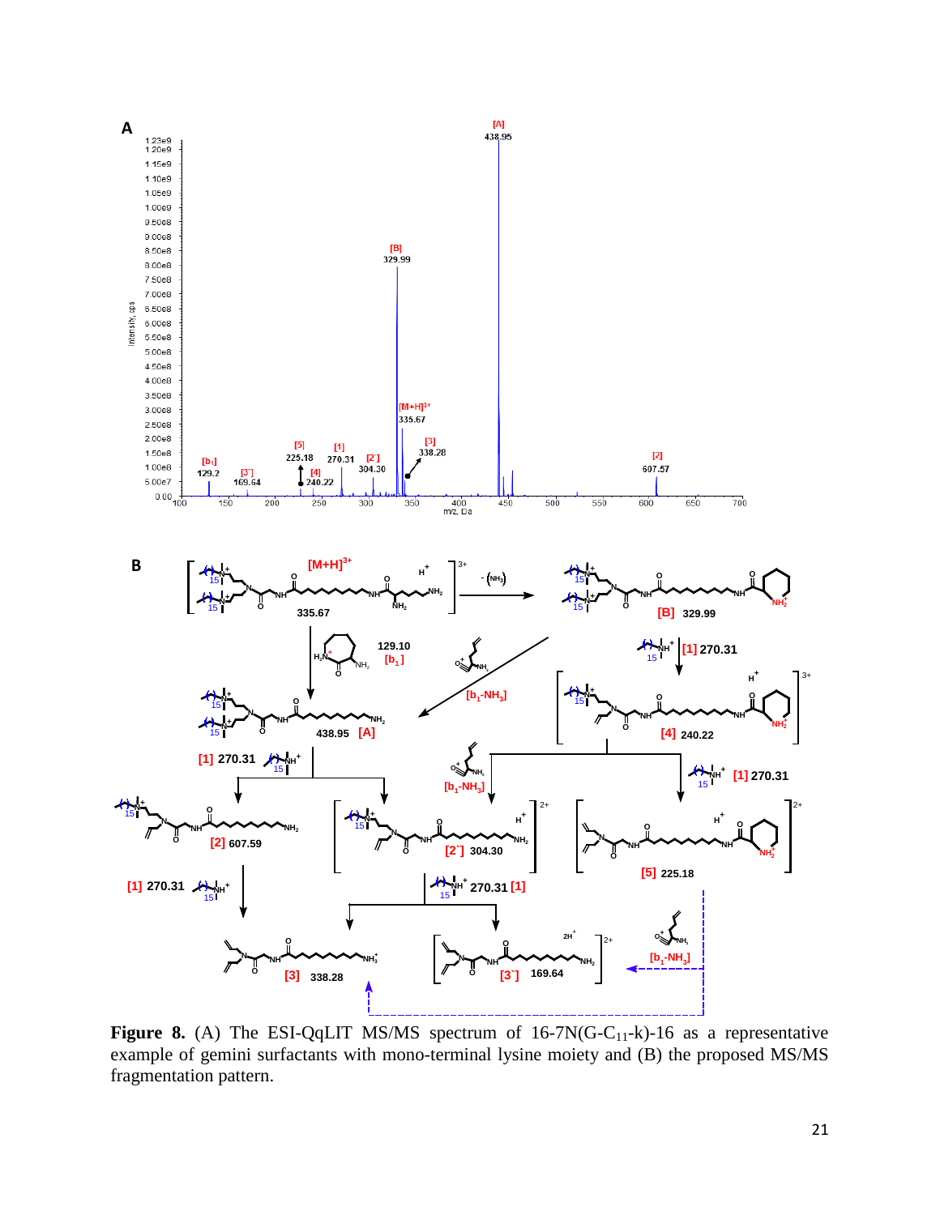**Figure 8.** (A) The ESI-QqLIT MS/MS spectrum of 16-7N(G-$C_{11}$-k)-16 as a representative example of gemini surfactants with mono-terminal lysine moiety and (B) the proposed MS/MS fragmentation pattern.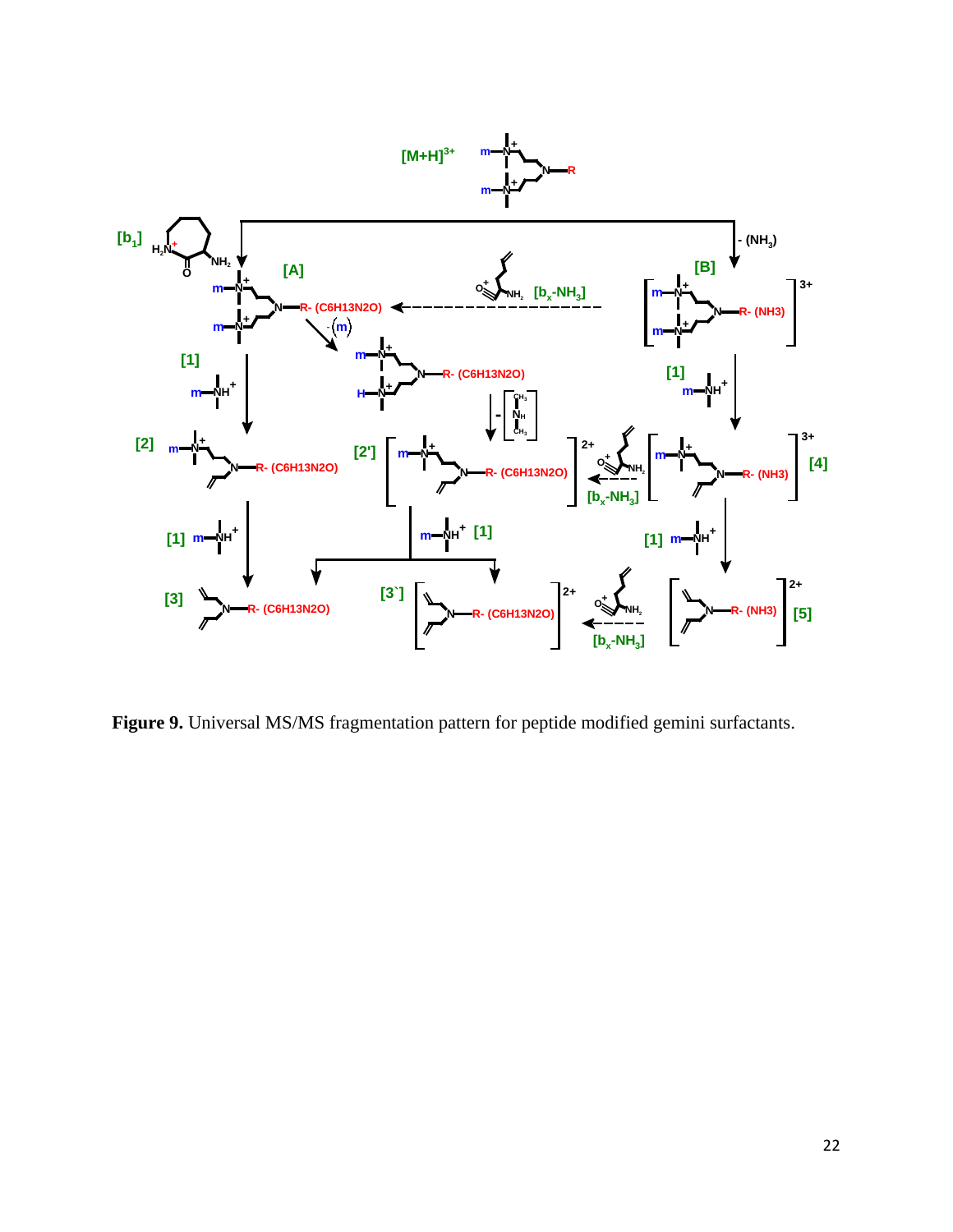**Figure 9.** Universal MS/MS fragmentation pattern for peptide modified gemini surfactants.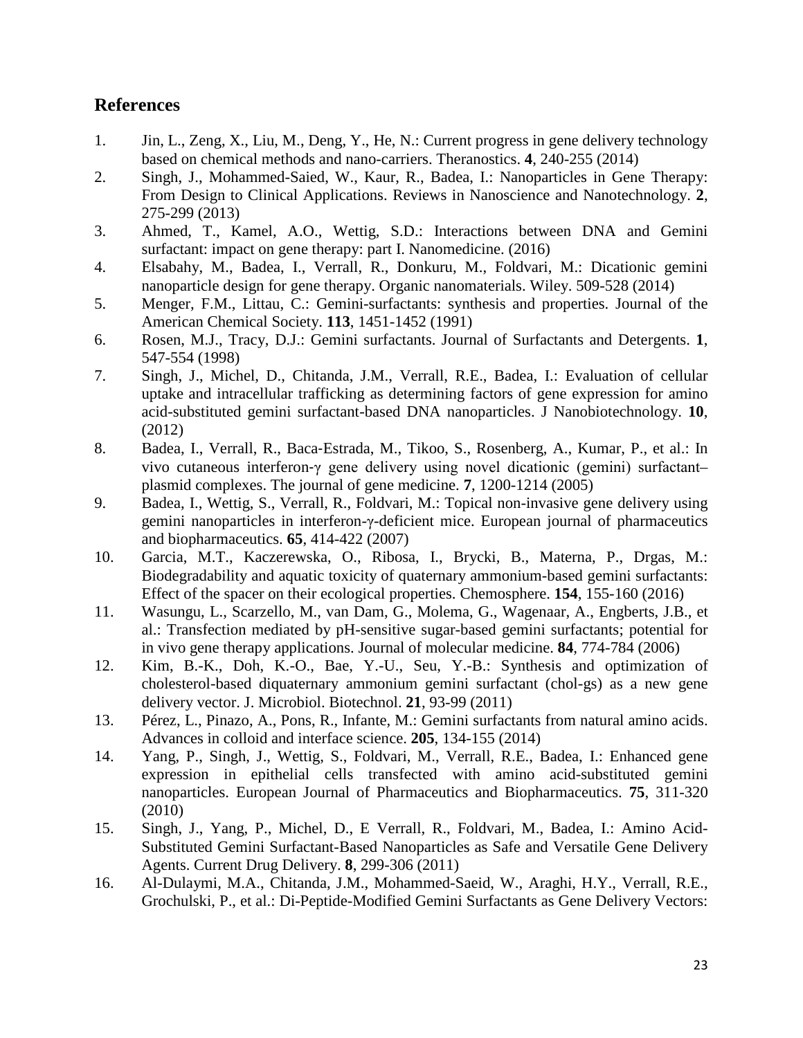## References

1. Jin, L., Zeng, X., Liu, M., Deng, Y., He, N.: Current progress in gene delivery technology based on chemical methods and nano-carriers. Theranostics. **4**, 240-255 (2014)
2. Singh, J., Mohammed-Saied, W., Kaur, R., Badea, I.: Nanoparticles in Gene Therapy: From Design to Clinical Applications. Reviews in Nanoscience and Nanotechnology. **2**, 275-299 (2013)
3. Ahmed, T., Kamel, A.O., Wettig, S.D.: Interactions between DNA and Gemini surfactant: impact on gene therapy: part I. Nanomedicine. (2016)
4. Elsabahy, M., Badea, I., Verrall, R., Donkuru, M., Foldvari, M.: Dicationic gemini nanoparticle design for gene therapy. Organic nanomaterials. Wiley. 509-528 (2014)
5. Menger, F.M., Littau, C.: Gemini-surfactants: synthesis and properties. Journal of the American Chemical Society. **113**, 1451-1452 (1991)
6. Rosen, M.J., Tracy, D.J.: Gemini surfactants. Journal of Surfactants and Detergents. **1**, 547-554 (1998)
7. Singh, J., Michel, D., Chitanda, J.M., Verrall, R.E., Badea, I.: Evaluation of cellular uptake and intracellular trafficking as determining factors of gene expression for amino acid-substituted gemini surfactant-based DNA nanoparticles. J Nanobiotechnology. **10**, (2012)
8. Badea, I., Verrall, R., Baca-Estrada, M., Tikoo, S., Rosenberg, A., Kumar, P., et al.: In vivo cutaneous interferon-γ gene delivery using novel dicationic (gemini) surfactant–plasmid complexes. The journal of gene medicine. **7**, 1200-1214 (2005)
9. Badea, I., Wettig, S., Verrall, R., Foldvari, M.: Topical non-invasive gene delivery using gemini nanoparticles in interferon-γ-deficient mice. European journal of pharmaceutics and biopharmaceutics. **65**, 414-422 (2007)
10. Garcia, M.T., Kaczerewska, O., Ribosa, I., Brycki, B., Materna, P., Drgas, M.: Biodegradability and aquatic toxicity of quaternary ammonium-based gemini surfactants: Effect of the spacer on their ecological properties. Chemosphere. **154**, 155-160 (2016)
11. Wasungu, L., Scarzello, M., van Dam, G., Molema, G., Wagenaar, A., Engberts, J.B., et al.: Transfection mediated by pH-sensitive sugar-based gemini surfactants; potential for in vivo gene therapy applications. Journal of molecular medicine. **84**, 774-784 (2006)
12. Kim, B.-K., Doh, K.-O., Bae, Y.-U., Seu, Y.-B.: Synthesis and optimization of cholesterol-based diquaternary ammonium gemini surfactant (chol-gs) as a new gene delivery vector. J. Microbiol. Biotechnol. **21**, 93-99 (2011)
13. Pérez, L., Pinazo, A., Pons, R., Infante, M.: Gemini surfactants from natural amino acids. Advances in colloid and interface science. **205**, 134-155 (2014)
14. Yang, P., Singh, J., Wettig, S., Foldvari, M., Verrall, R.E., Badea, I.: Enhanced gene expression in epithelial cells transfected with amino acid-substituted gemini nanoparticles. European Journal of Pharmaceutics and Biopharmaceutics. **75**, 311-320 (2010)
15. Singh, J., Yang, P., Michel, D., E Verrall, R., Foldvari, M., Badea, I.: Amino Acid-Substituted Gemini Surfactant-Based Nanoparticles as Safe and Versatile Gene Delivery Agents. Current Drug Delivery. **8**, 299-306 (2011)
16. Al-Dulaymi, M.A., Chitanda, J.M., Mohammed-Saeid, W., Araghi, H.Y., Verrall, R.E., Grochulski, P., et al.: Di-Peptide-Modified Gemini Surfactants as Gene Delivery Vectors: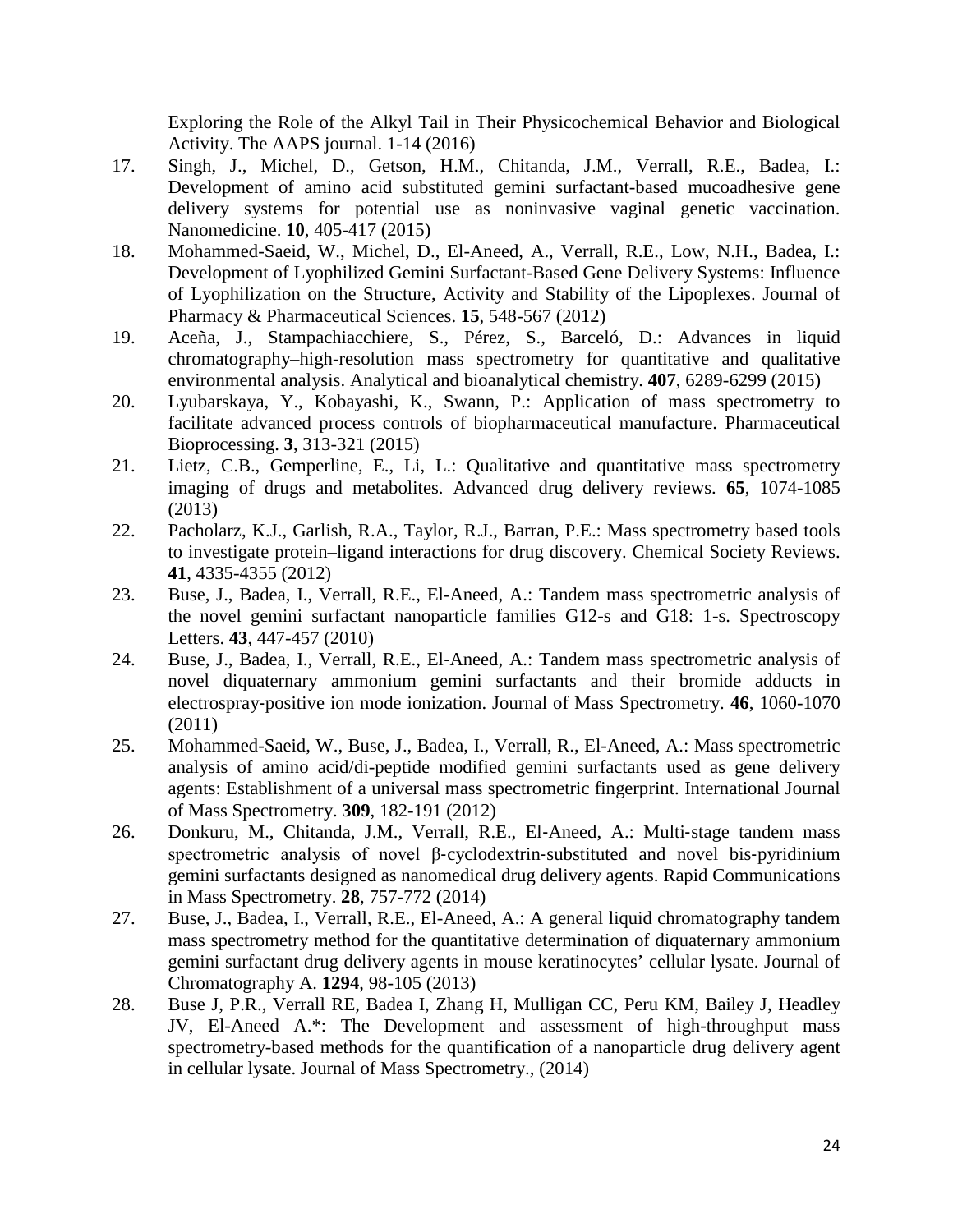Exploring the Role of the Alkyl Tail in Their Physicochemical Behavior and Biological Activity. The AAPS journal. 1-14 (2016)

17. Singh, J., Michel, D., Getson, H.M., Chitanda, J.M., Verrall, R.E., Badea, I.: Development of amino acid substituted gemini surfactant-based mucoadhesive gene delivery systems for potential use as noninvasive vaginal genetic vaccination. Nanomedicine. **10**, 405-417 (2015)
18. Mohammed-Saeid, W., Michel, D., El-Aneed, A., Verrall, R.E., Low, N.H., Badea, I.: Development of Lyophilized Gemini Surfactant-Based Gene Delivery Systems: Influence of Lyophilization on the Structure, Activity and Stability of the Lipoplexes. Journal of Pharmacy & Pharmaceutical Sciences. **15**, 548-567 (2012)
19. Aceña, J., Stampachiacchiere, S., Pérez, S., Barceló, D.: Advances in liquid chromatography–high-resolution mass spectrometry for quantitative and qualitative environmental analysis. Analytical and bioanalytical chemistry. **407**, 6289-6299 (2015)
20. Lyubarskaya, Y., Kobayashi, K., Swann, P.: Application of mass spectrometry to facilitate advanced process controls of biopharmaceutical manufacture. Pharmaceutical Bioprocessing. **3**, 313-321 (2015)
21. Lietz, C.B., Gemperline, E., Li, L.: Qualitative and quantitative mass spectrometry imaging of drugs and metabolites. Advanced drug delivery reviews. **65**, 1074-1085 (2013)
22. Pacholarz, K.J., Garlish, R.A., Taylor, R.J., Barran, P.E.: Mass spectrometry based tools to investigate protein–ligand interactions for drug discovery. Chemical Society Reviews. **41**, 4335-4355 (2012)
23. Buse, J., Badea, I., Verrall, R.E., El-Aneed, A.: Tandem mass spectrometric analysis of the novel gemini surfactant nanoparticle families G12-s and G18: 1-s. Spectroscopy Letters. **43**, 447-457 (2010)
24. Buse, J., Badea, I., Verrall, R.E., El-Aneed, A.: Tandem mass spectrometric analysis of novel diquaternary ammonium gemini surfactants and their bromide adducts in electrospray-positive ion mode ionization. Journal of Mass Spectrometry. **46**, 1060-1070 (2011)
25. Mohammed-Saeid, W., Buse, J., Badea, I., Verrall, R., El-Aneed, A.: Mass spectrometric analysis of amino acid/di-peptide modified gemini surfactants used as gene delivery agents: Establishment of a universal mass spectrometric fingerprint. International Journal of Mass Spectrometry. **309**, 182-191 (2012)
26. Donkuru, M., Chitanda, J.M., Verrall, R.E., El-Aneed, A.: Multi-stage tandem mass spectrometric analysis of novel β-cyclodextrin-substituted and novel bis-pyridinium gemini surfactants designed as nanomedical drug delivery agents. Rapid Communications in Mass Spectrometry. **28**, 757-772 (2014)
27. Buse, J., Badea, I., Verrall, R.E., El-Aneed, A.: A general liquid chromatography tandem mass spectrometry method for the quantitative determination of diquaternary ammonium gemini surfactant drug delivery agents in mouse keratinocytes' cellular lysate. Journal of Chromatography A. **1294**, 98-105 (2013)
28. Buse J, P.R., Verrall RE, Badea I, Zhang H, Mulligan CC, Peru KM, Bailey J, Headley JV, El-Aneed A.*: The Development and assessment of high-throughput mass spectrometry-based methods for the quantification of a nanoparticle drug delivery agent in cellular lysate. Journal of Mass Spectrometry., (2014)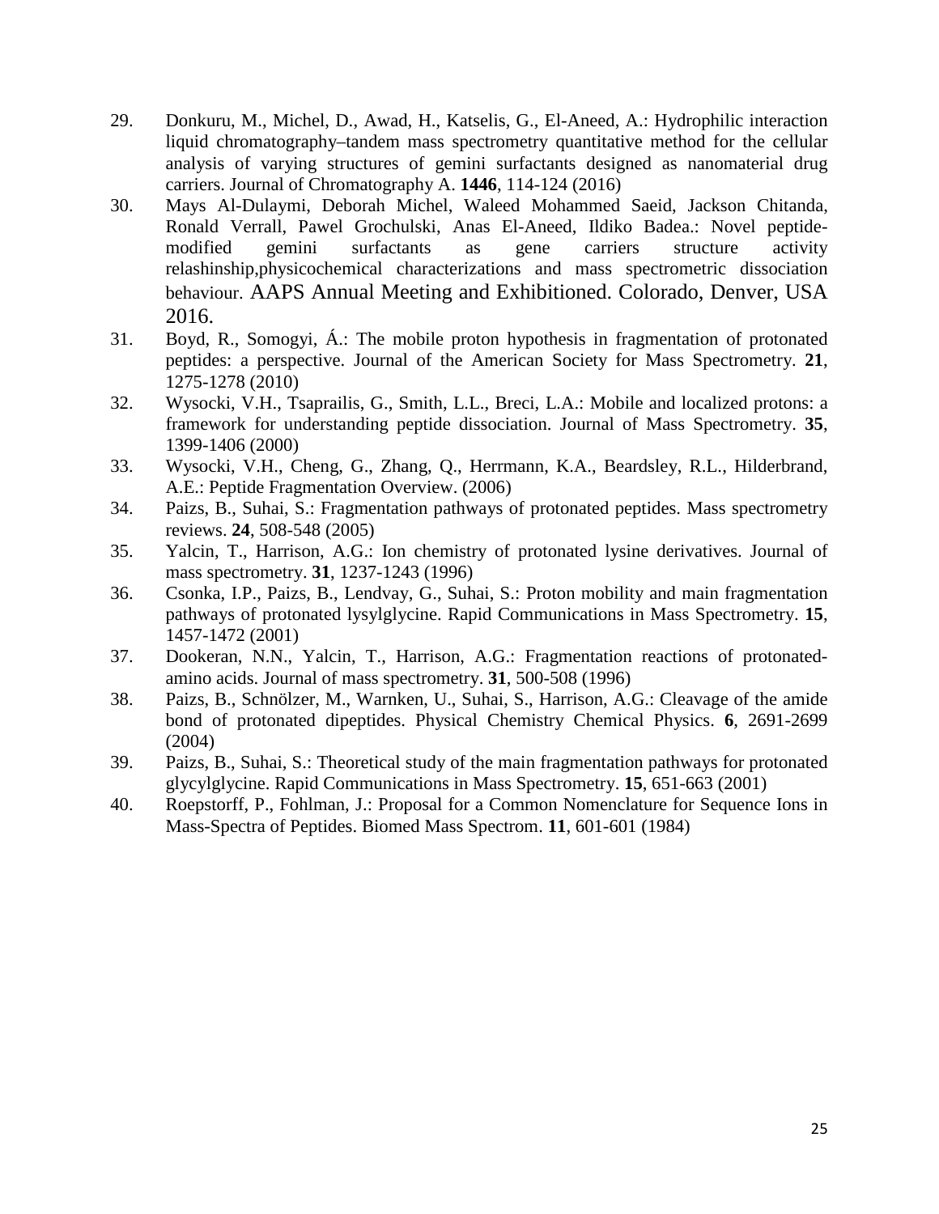29. Donkuru, M., Michel, D., Awad, H., Katselis, G., El-Aneed, A.: Hydrophilic interaction liquid chromatography–tandem mass spectrometry quantitative method for the cellular analysis of varying structures of gemini surfactants designed as nanomaterial drug carriers. Journal of Chromatography A. **1446**, 114-124 (2016)
30. Mays Al-Dulaymi, Deborah Michel, Waleed Mohammed Saeid, Jackson Chitanda, Ronald Verrall, Pawel Grochulski, Anas El-Aneed, Ildiko Badea.: Novel peptide-modified gemini surfactants as gene carriers structure activity relashinship,physicochemical characterizations and mass spectrometric dissociation behaviour. AAPS Annual Meeting and Exhibitioned. Colorado, Denver, USA 2016.
31. Boyd, R., Somogyi, Á.: The mobile proton hypothesis in fragmentation of protonated peptides: a perspective. Journal of the American Society for Mass Spectrometry. **21**, 1275-1278 (2010)
32. Wysocki, V.H., Tsaprailis, G., Smith, L.L., Breci, L.A.: Mobile and localized protons: a framework for understanding peptide dissociation. Journal of Mass Spectrometry. **35**, 1399-1406 (2000)
33. Wysocki, V.H., Cheng, G., Zhang, Q., Herrmann, K.A., Beardsley, R.L., Hilderbrand, A.E.: Peptide Fragmentation Overview. (2006)
34. Paizs, B., Suhai, S.: Fragmentation pathways of protonated peptides. Mass spectrometry reviews. **24**, 508-548 (2005)
35. Yalcin, T., Harrison, A.G.: Ion chemistry of protonated lysine derivatives. Journal of mass spectrometry. **31**, 1237-1243 (1996)
36. Csonka, I.P., Paizs, B., Lendvay, G., Suhai, S.: Proton mobility and main fragmentation pathways of protonated lysylglycine. Rapid Communications in Mass Spectrometry. **15**, 1457-1472 (2001)
37. Dookeran, N.N., Yalcin, T., Harrison, A.G.: Fragmentation reactions of protonated-amino acids. Journal of mass spectrometry. **31**, 500-508 (1996)
38. Paizs, B., Schnölzer, M., Warnken, U., Suhai, S., Harrison, A.G.: Cleavage of the amide bond of protonated dipeptides. Physical Chemistry Chemical Physics. **6**, 2691-2699 (2004)
39. Paizs, B., Suhai, S.: Theoretical study of the main fragmentation pathways for protonated glycylglycine. Rapid Communications in Mass Spectrometry. **15**, 651-663 (2001)
40. Roepstorff, P., Fohlman, J.: Proposal for a Common Nomenclature for Sequence Ions in Mass-Spectra of Peptides. Biomed Mass Spectrom. **11**, 601-601 (1984)